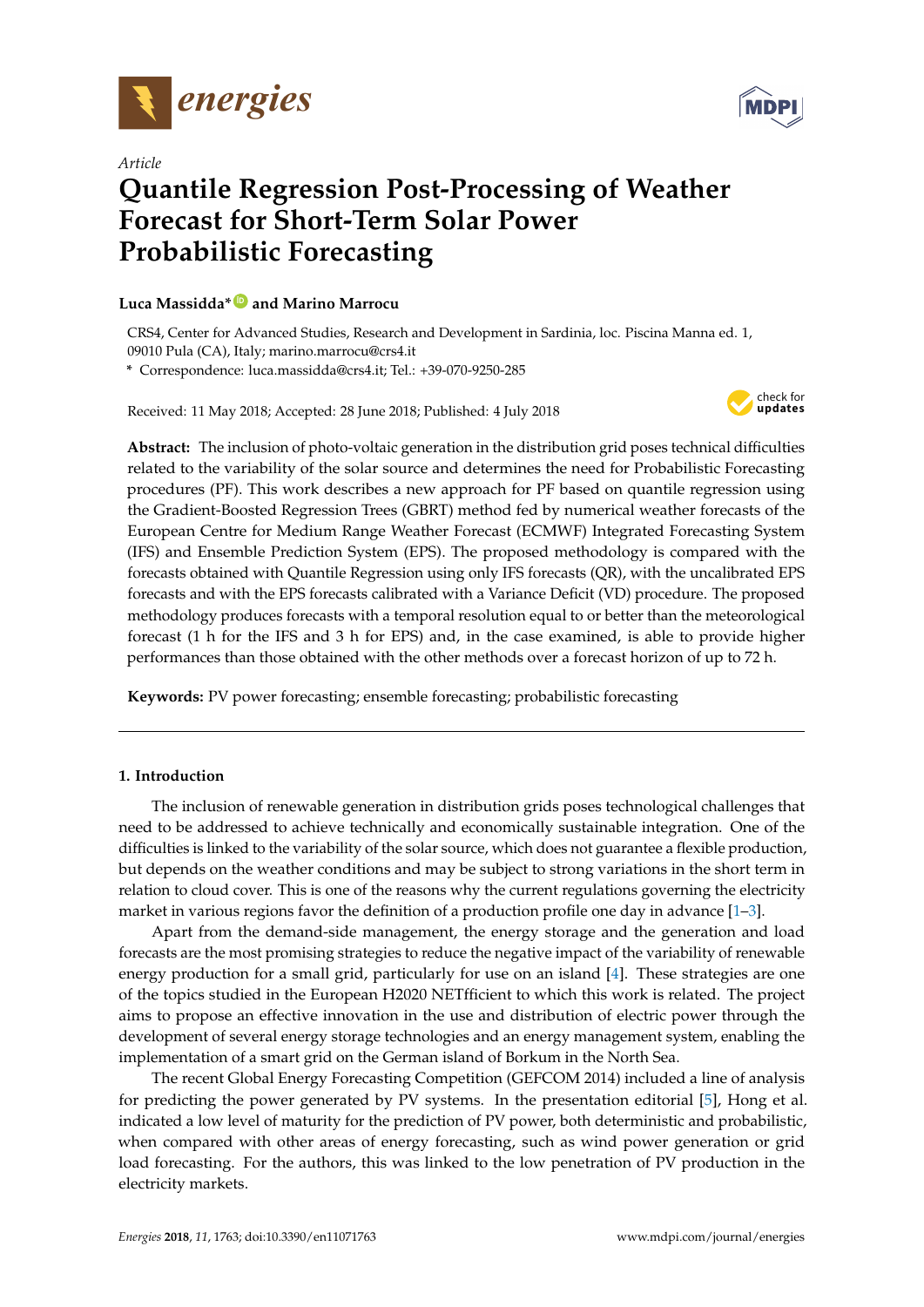*Article*

# Quantile Regression Post-Processing of Weather Forecast for Short-Term Solar Power Probabilistic Forecasting

**Luca Massidda* and Marino Marrocu**

CRS4, Center for Advanced Studies, Research and Development in Sardinia, loc. Piscina Manna ed. 1, 09010 Pula (CA), Italy; marino.marrocu@crs4.it

\* Correspondence: luca.massidda@crs4.it; Tel.: +39-070-9250-285

Received: 11 May 2018; Accepted: 28 June 2018; Published: 4 July 2018

**Abstract:** The inclusion of photo-voltaic generation in the distribution grid poses technical difficulties related to the variability of the solar source and determines the need for Probabilistic Forecasting procedures (PF). This work describes a new approach for PF based on quantile regression using the Gradient-Boosted Regression Trees (GBRT) method fed by numerical weather forecasts of the European Centre for Medium Range Weather Forecast (ECMWF) Integrated Forecasting System (IFS) and Ensemble Prediction System (EPS). The proposed methodology is compared with the forecasts obtained with Quantile Regression using only IFS forecasts (QR), with the uncalibrated EPS forecasts and with the EPS forecasts calibrated with a Variance Deficit (VD) procedure. The proposed methodology produces forecasts with a temporal resolution equal to or better than the meteorological forecast (1 h for the IFS and 3 h for EPS) and, in the case examined, is able to provide higher performances than those obtained with the other methods over a forecast horizon of up to 72 h.

**Keywords:** PV power forecasting; ensemble forecasting; probabilistic forecasting

## 1. Introduction

The inclusion of renewable generation in distribution grids poses technological challenges that need to be addressed to achieve technically and economically sustainable integration. One of the difficulties is linked to the variability of the solar source, which does not guarantee a flexible production, but depends on the weather conditions and may be subject to strong variations in the short term in relation to cloud cover. This is one of the reasons why the current regulations governing the electricity market in various regions favor the definition of a production profile one day in advance [1–3].

Apart from the demand-side management, the energy storage and the generation and load forecasts are the most promising strategies to reduce the negative impact of the variability of renewable energy production for a small grid, particularly for use on an island [4]. These strategies are one of the topics studied in the European H2020 NETfficient to which this work is related. The project aims to propose an effective innovation in the use and distribution of electric power through the development of several energy storage technologies and an energy management system, enabling the implementation of a smart grid on the German island of Borkum in the North Sea.

The recent Global Energy Forecasting Competition (GEFCOM 2014) included a line of analysis for predicting the power generated by PV systems. In the presentation editorial [5], Hong et al. indicated a low level of maturity for the prediction of PV power, both deterministic and probabilistic, when compared with other areas of energy forecasting, such as wind power generation or grid load forecasting. For the authors, this was linked to the low penetration of PV production in the electricity markets.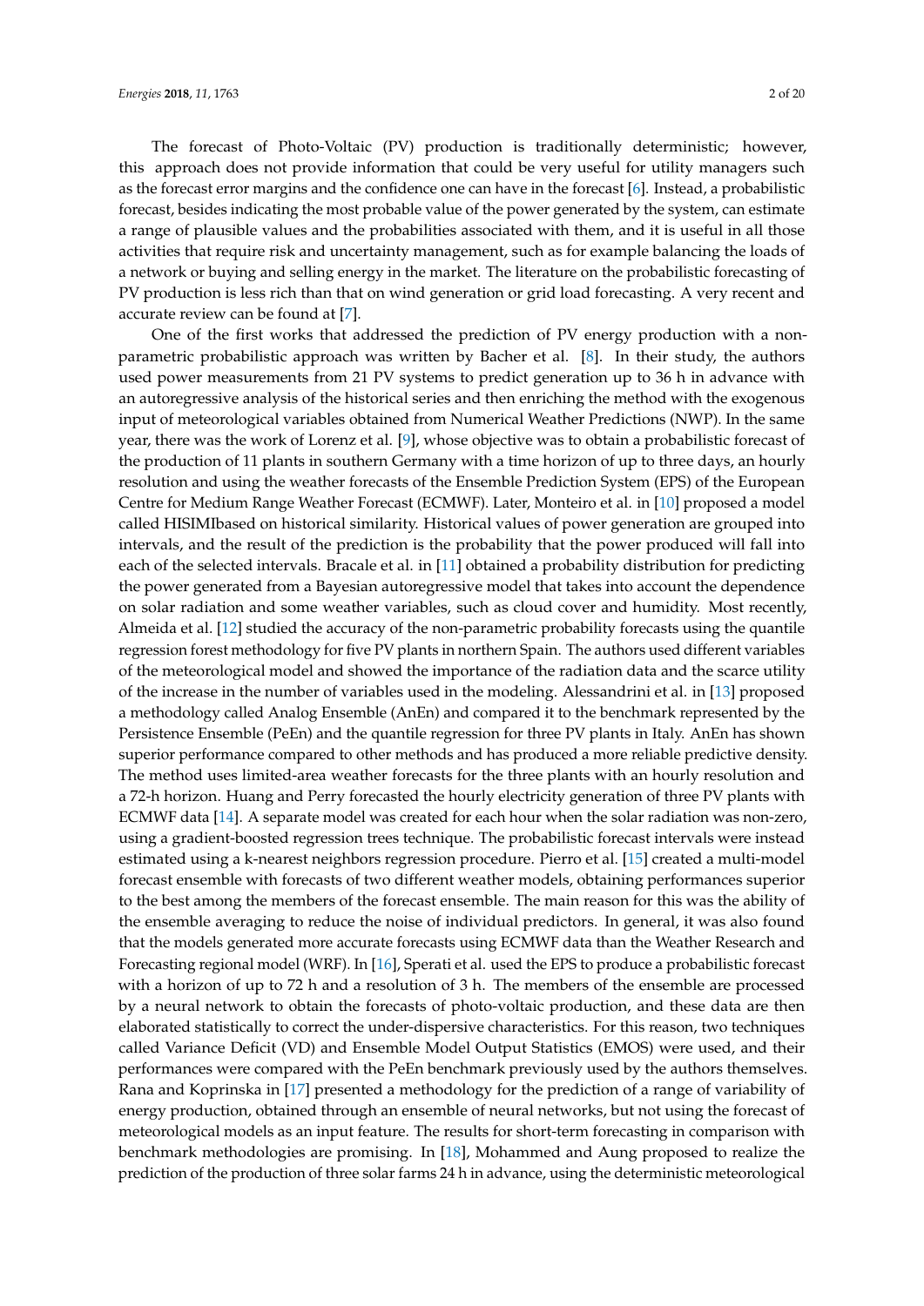The forecast of Photo-Voltaic (PV) production is traditionally deterministic; however, this approach does not provide information that could be very useful for utility managers such as the forecast error margins and the confidence one can have in the forecast [6]. Instead, a probabilistic forecast, besides indicating the most probable value of the power generated by the system, can estimate a range of plausible values and the probabilities associated with them, and it is useful in all those activities that require risk and uncertainty management, such as for example balancing the loads of a network or buying and selling energy in the market. The literature on the probabilistic forecasting of PV production is less rich than that on wind generation or grid load forecasting. A very recent and accurate review can be found at [7].

One of the first works that addressed the prediction of PV energy production with a non-parametric probabilistic approach was written by Bacher et al. [8]. In their study, the authors used power measurements from 21 PV systems to predict generation up to 36 h in advance with an autoregressive analysis of the historical series and then enriching the method with the exogenous input of meteorological variables obtained from Numerical Weather Predictions (NWP). In the same year, there was the work of Lorenz et al. [9], whose objective was to obtain a probabilistic forecast of the production of 11 plants in southern Germany with a time horizon of up to three days, an hourly resolution and using the weather forecasts of the Ensemble Prediction System (EPS) of the European Centre for Medium Range Weather Forecast (ECMWF). Later, Monteiro et al. in [10] proposed a model called HISIMIbased on historical similarity. Historical values of power generation are grouped into intervals, and the result of the prediction is the probability that the power produced will fall into each of the selected intervals. Bracale et al. in [11] obtained a probability distribution for predicting the power generated from a Bayesian autoregressive model that takes into account the dependence on solar radiation and some weather variables, such as cloud cover and humidity. Most recently, Almeida et al. [12] studied the accuracy of the non-parametric probability forecasts using the quantile regression forest methodology for five PV plants in northern Spain. The authors used different variables of the meteorological model and showed the importance of the radiation data and the scarce utility of the increase in the number of variables used in the modeling. Alessandrini et al. in [13] proposed a methodology called Analog Ensemble (AnEn) and compared it to the benchmark represented by the Persistence Ensemble (PeEn) and the quantile regression for three PV plants in Italy. AnEn has shown superior performance compared to other methods and has produced a more reliable predictive density. The method uses limited-area weather forecasts for the three plants with an hourly resolution and a 72-h horizon. Huang and Perry forecasted the hourly electricity generation of three PV plants with ECMWF data [14]. A separate model was created for each hour when the solar radiation was non-zero, using a gradient-boosted regression trees technique. The probabilistic forecast intervals were instead estimated using a k-nearest neighbors regression procedure. Pierro et al. [15] created a multi-model forecast ensemble with forecasts of two different weather models, obtaining performances superior to the best among the members of the forecast ensemble. The main reason for this was the ability of the ensemble averaging to reduce the noise of individual predictors. In general, it was also found that the models generated more accurate forecasts using ECMWF data than the Weather Research and Forecasting regional model (WRF). In [16], Sperati et al. used the EPS to produce a probabilistic forecast with a horizon of up to 72 h and a resolution of 3 h. The members of the ensemble are processed by a neural network to obtain the forecasts of photo-voltaic production, and these data are then elaborated statistically to correct the under-dispersive characteristics. For this reason, two techniques called Variance Deficit (VD) and Ensemble Model Output Statistics (EMOS) were used, and their performances were compared with the PeEn benchmark previously used by the authors themselves. Rana and Koprinska in [17] presented a methodology for the prediction of a range of variability of energy production, obtained through an ensemble of neural networks, but not using the forecast of meteorological models as an input feature. The results for short-term forecasting in comparison with benchmark methodologies are promising. In [18], Mohammed and Aung proposed to realize the prediction of the production of three solar farms 24 h in advance, using the deterministic meteorological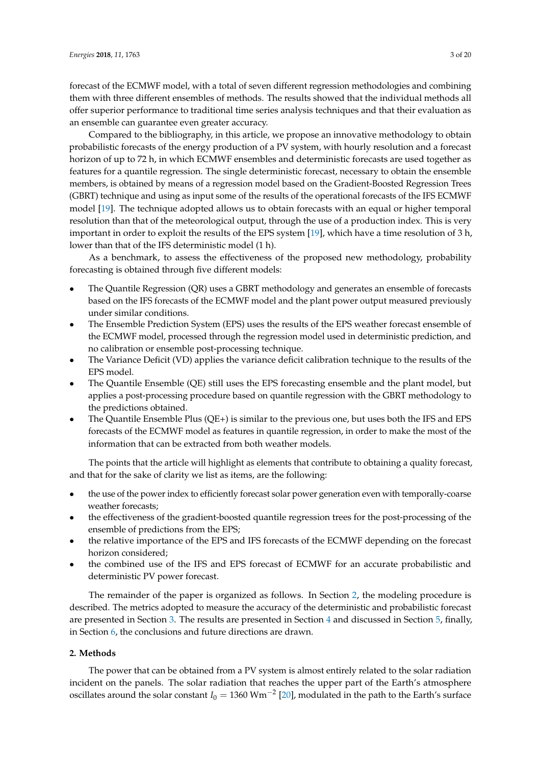forecast of the ECMWF model, with a total of seven different regression methodologies and combining them with three different ensembles of methods. The results showed that the individual methods all offer superior performance to traditional time series analysis techniques and that their evaluation as an ensemble can guarantee even greater accuracy.

Compared to the bibliography, in this article, we propose an innovative methodology to obtain probabilistic forecasts of the energy production of a PV system, with hourly resolution and a forecast horizon of up to 72 h, in which ECMWF ensembles and deterministic forecasts are used together as features for a quantile regression. The single deterministic forecast, necessary to obtain the ensemble members, is obtained by means of a regression model based on the Gradient-Boosted Regression Trees (GBRT) technique and using as input some of the results of the operational forecasts of the IFS ECMWF model [19]. The technique adopted allows us to obtain forecasts with an equal or higher temporal resolution than that of the meteorological output, through the use of a production index. This is very important in order to exploit the results of the EPS system [19], which have a time resolution of 3 h, lower than that of the IFS deterministic model (1 h).

As a benchmark, to assess the effectiveness of the proposed new methodology, probability forecasting is obtained through five different models:

- The Quantile Regression (QR) uses a GBRT methodology and generates an ensemble of forecasts based on the IFS forecasts of the ECMWF model and the plant power output measured previously under similar conditions.
- The Ensemble Prediction System (EPS) uses the results of the EPS weather forecast ensemble of the ECMWF model, processed through the regression model used in deterministic prediction, and no calibration or ensemble post-processing technique.
- The Variance Deficit (VD) applies the variance deficit calibration technique to the results of the EPS model.
- The Quantile Ensemble (QE) still uses the EPS forecasting ensemble and the plant model, but applies a post-processing procedure based on quantile regression with the GBRT methodology to the predictions obtained.
- The Quantile Ensemble Plus (QE+) is similar to the previous one, but uses both the IFS and EPS forecasts of the ECMWF model as features in quantile regression, in order to make the most of the information that can be extracted from both weather models.

The points that the article will highlight as elements that contribute to obtaining a quality forecast, and that for the sake of clarity we list as items, are the following:

- the use of the power index to efficiently forecast solar power generation even with temporally-coarse weather forecasts;
- the effectiveness of the gradient-boosted quantile regression trees for the post-processing of the ensemble of predictions from the EPS;
- the relative importance of the EPS and IFS forecasts of the ECMWF depending on the forecast horizon considered;
- the combined use of the IFS and EPS forecast of ECMWF for an accurate probabilistic and deterministic PV power forecast.

The remainder of the paper is organized as follows. In Section 2, the modeling procedure is described. The metrics adopted to measure the accuracy of the deterministic and probabilistic forecast are presented in Section 3. The results are presented in Section 4 and discussed in Section 5, finally, in Section 6, the conclusions and future directions are drawn.

## 2. Methods

The power that can be obtained from a PV system is almost entirely related to the solar radiation incident on the panels. The solar radiation that reaches the upper part of the Earth's atmosphere oscillates around the solar constant $I_0 = 1360\ \text{Wm}^{-2}$ [20], modulated in the path to the Earth's surface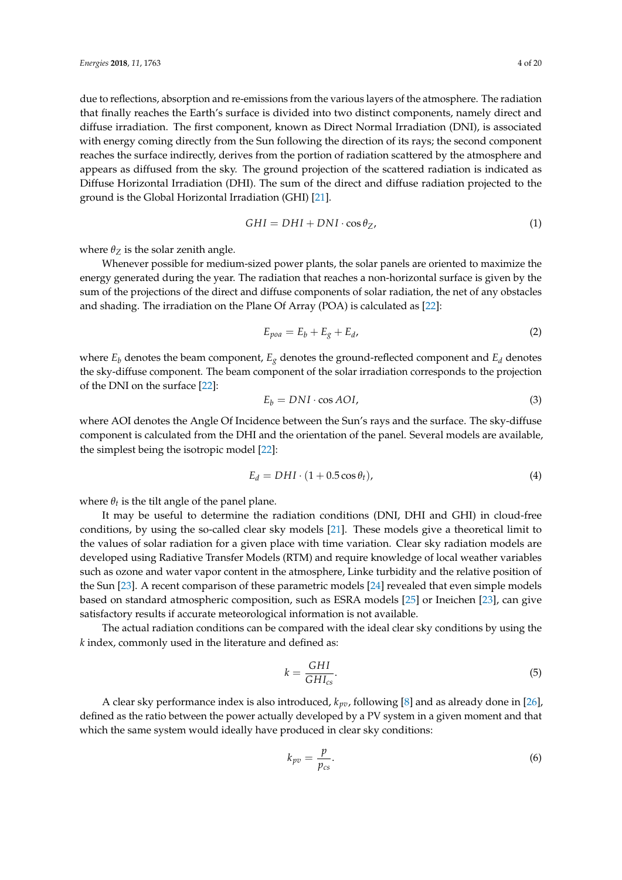due to reflections, absorption and re-emissions from the various layers of the atmosphere. The radiation that finally reaches the Earth's surface is divided into two distinct components, namely direct and diffuse irradiation. The first component, known as Direct Normal Irradiation (DNI), is associated with energy coming directly from the Sun following the direction of its rays; the second component reaches the surface indirectly, derives from the portion of radiation scattered by the atmosphere and appears as diffused from the sky. The ground projection of the scattered radiation is indicated as Diffuse Horizontal Irradiation (DHI). The sum of the direct and diffuse radiation projected to the ground is the Global Horizontal Irradiation (GHI) [21].

$$GHI = DHI + DNI \cdot \cos\theta_Z, \tag{1}$$

where $\theta_Z$ is the solar zenith angle.

Whenever possible for medium-sized power plants, the solar panels are oriented to maximize the energy generated during the year. The radiation that reaches a non-horizontal surface is given by the sum of the projections of the direct and diffuse components of solar radiation, the net of any obstacles and shading. The irradiation on the Plane Of Array (POA) is calculated as [22]:

$$E_{poa} = E_b + E_g + E_d, \tag{2}$$

where $E_b$ denotes the beam component, $E_g$ denotes the ground-reflected component and $E_d$ denotes the sky-diffuse component. The beam component of the solar irradiation corresponds to the projection of the DNI on the surface [22]:

$$E_b = DNI \cdot \cos AOI, \tag{3}$$

where AOI denotes the Angle Of Incidence between the Sun's rays and the surface. The sky-diffuse component is calculated from the DHI and the orientation of the panel. Several models are available, the simplest being the isotropic model [22]:

$$E_d = DHI \cdot (1 + 0.5\cos\theta_t), \tag{4}$$

where $\theta_t$ is the tilt angle of the panel plane.

It may be useful to determine the radiation conditions (DNI, DHI and GHI) in cloud-free conditions, by using the so-called clear sky models [21]. These models give a theoretical limit to the values of solar radiation for a given place with time variation. Clear sky radiation models are developed using Radiative Transfer Models (RTM) and require knowledge of local weather variables such as ozone and water vapor content in the atmosphere, Linke turbidity and the relative position of the Sun [23]. A recent comparison of these parametric models [24] revealed that even simple models based on standard atmospheric composition, such as ESRA models [25] or Ineichen [23], can give satisfactory results if accurate meteorological information is not available.

The actual radiation conditions can be compared with the ideal clear sky conditions by using the $k$ index, commonly used in the literature and defined as:

$$k = \frac{GHI}{GHI_{cs}}. \tag{5}$$

A clear sky performance index is also introduced, $k_{pv}$, following [8] and as already done in [26], defined as the ratio between the power actually developed by a PV system in a given moment and that which the same system would ideally have produced in clear sky conditions:

$$k_{pv} = \frac{p}{p_{cs}}. \tag{6}$$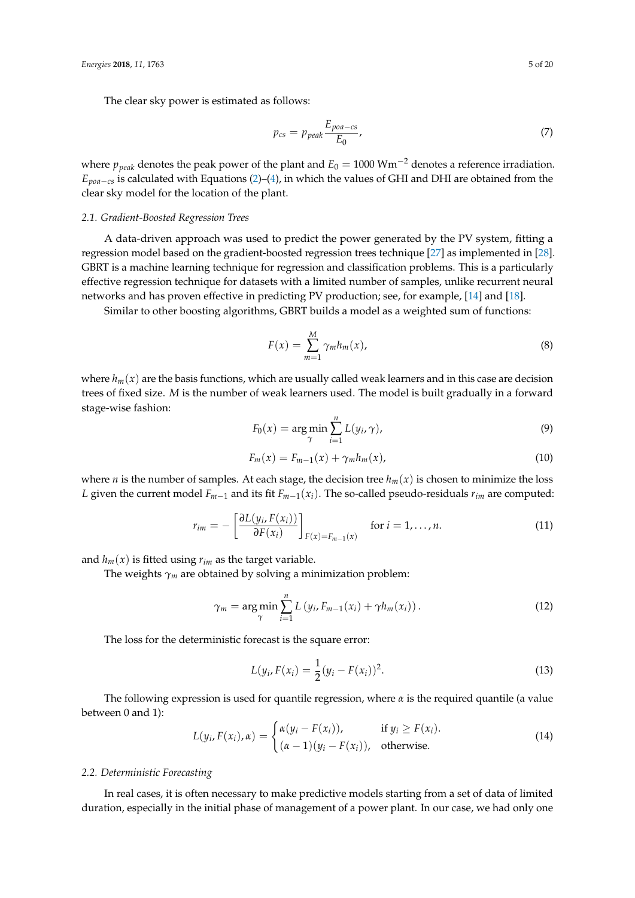The clear sky power is estimated as follows:

$$p_{cs} = p_{peak} \frac{E_{poa-cs}}{E_0}, \tag{7}$$

where $p_{peak}$ denotes the peak power of the plant and $E_0 = 1000 \text{ Wm}^{-2}$ denotes a reference irradiation. $E_{poa-cs}$ is calculated with Equations (2)–(4), in which the values of GHI and DHI are obtained from the clear sky model for the location of the plant.

### 2.1. Gradient-Boosted Regression Trees

A data-driven approach was used to predict the power generated by the PV system, fitting a regression model based on the gradient-boosted regression trees technique [27] as implemented in [28]. GBRT is a machine learning technique for regression and classification problems. This is a particularly effective regression technique for datasets with a limited number of samples, unlike recurrent neural networks and has proven effective in predicting PV production; see, for example, [14] and [18].

Similar to other boosting algorithms, GBRT builds a model as a weighted sum of functions:

$$F(x) = \sum_{m=1}^{M} \gamma_m h_m(x), \tag{8}$$

where $h_m(x)$ are the basis functions, which are usually called weak learners and in this case are decision trees of fixed size. $M$ is the number of weak learners used. The model is built gradually in a forward stage-wise fashion:

$$F_0(x) = \arg\min_{\gamma} \sum_{i=1}^{n} L(y_i, \gamma), \tag{9}$$

$$F_m(x) = F_{m-1}(x) + \gamma_m h_m(x), \tag{10}$$

where $n$ is the number of samples. At each stage, the decision tree $h_m(x)$ is chosen to minimize the loss $L$ given the current model $F_{m-1}$ and its fit $F_{m-1}(x_i)$. The so-called pseudo-residuals $r_{im}$ are computed:

$$r_{im} = -\left[\frac{\partial L(y_i, F(x_i))}{\partial F(x_i)}\right]_{F(x)=F_{m-1}(x)} \quad \text{for } i = 1, \ldots, n. \tag{11}$$

and $h_m(x)$ is fitted using $r_{im}$ as the target variable.

The weights $\gamma_m$ are obtained by solving a minimization problem:

$$\gamma_m = \arg\min_{\gamma} \sum_{i=1}^{n} L\left(y_i, F_{m-1}(x_i) + \gamma h_m(x_i)\right). \tag{12}$$

The loss for the deterministic forecast is the square error:

$$L(y_i, F(x_i)) = \frac{1}{2}(y_i - F(x_i))^2. \tag{13}$$

The following expression is used for quantile regression, where $\alpha$ is the required quantile (a value between 0 and 1):

$$L(y_i, F(x_i), \alpha) = \begin{cases} \alpha(y_i - F(x_i)), & \text{if } y_i \geq F(x_i). \\ (\alpha - 1)(y_i - F(x_i)), & \text{otherwise.} \end{cases} \tag{14}$$

### 2.2. Deterministic Forecasting

In real cases, it is often necessary to make predictive models starting from a set of data of limited duration, especially in the initial phase of management of a power plant. In our case, we had only one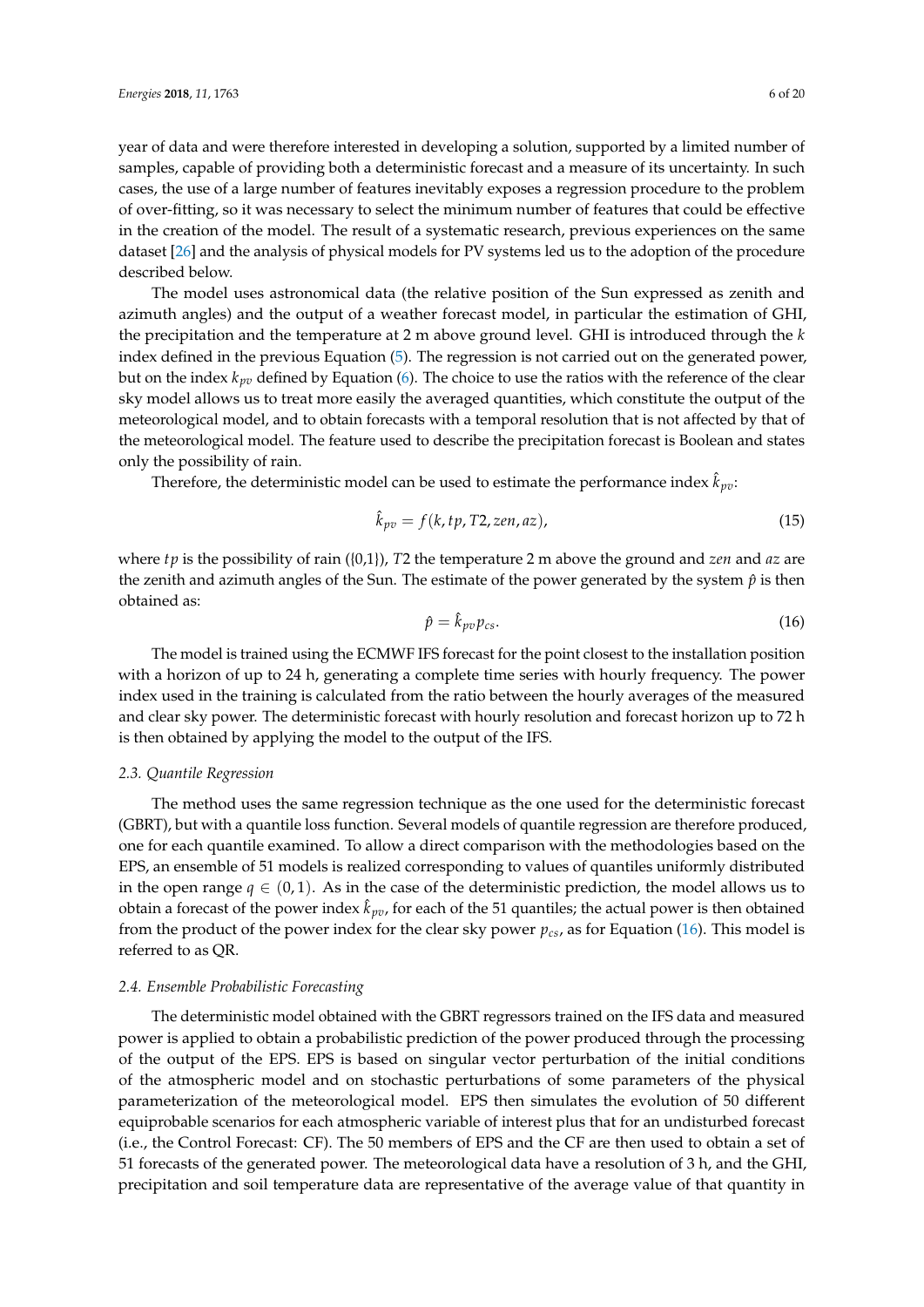year of data and were therefore interested in developing a solution, supported by a limited number of samples, capable of providing both a deterministic forecast and a measure of its uncertainty. In such cases, the use of a large number of features inevitably exposes a regression procedure to the problem of over-fitting, so it was necessary to select the minimum number of features that could be effective in the creation of the model. The result of a systematic research, previous experiences on the same dataset [26] and the analysis of physical models for PV systems led us to the adoption of the procedure described below.

The model uses astronomical data (the relative position of the Sun expressed as zenith and azimuth angles) and the output of a weather forecast model, in particular the estimation of GHI, the precipitation and the temperature at 2 m above ground level. GHI is introduced through the $k$ index defined in the previous Equation (5). The regression is not carried out on the generated power, but on the index $k_{pv}$ defined by Equation (6). The choice to use the ratios with the reference of the clear sky model allows us to treat more easily the averaged quantities, which constitute the output of the meteorological model, and to obtain forecasts with a temporal resolution that is not affected by that of the meteorological model. The feature used to describe the precipitation forecast is Boolean and states only the possibility of rain.

Therefore, the deterministic model can be used to estimate the performance index $\hat{k}_{pv}$:

$$\hat{k}_{pv} = f(k, tp, T2, zen, az), \tag{15}$$

where $tp$ is the possibility of rain ({0,1}), $T2$ the temperature 2 m above the ground and $zen$ and $az$ are the zenith and azimuth angles of the Sun. The estimate of the power generated by the system $\hat{p}$ is then obtained as:

$$\hat{p} = \hat{k}_{pv} p_{cs}. \tag{16}$$

The model is trained using the ECMWF IFS forecast for the point closest to the installation position with a horizon of up to 24 h, generating a complete time series with hourly frequency. The power index used in the training is calculated from the ratio between the hourly averages of the measured and clear sky power. The deterministic forecast with hourly resolution and forecast horizon up to 72 h is then obtained by applying the model to the output of the IFS.

### 2.3. Quantile Regression

The method uses the same regression technique as the one used for the deterministic forecast (GBRT), but with a quantile loss function. Several models of quantile regression are therefore produced, one for each quantile examined. To allow a direct comparison with the methodologies based on the EPS, an ensemble of 51 models is realized corresponding to values of quantiles uniformly distributed in the open range $q \in (0, 1)$. As in the case of the deterministic prediction, the model allows us to obtain a forecast of the power index $\hat{k}_{pv}$, for each of the 51 quantiles; the actual power is then obtained from the product of the power index for the clear sky power $p_{cs}$, as for Equation (16). This model is referred to as QR.

### 2.4. Ensemble Probabilistic Forecasting

The deterministic model obtained with the GBRT regressors trained on the IFS data and measured power is applied to obtain a probabilistic prediction of the power produced through the processing of the output of the EPS. EPS is based on singular vector perturbation of the initial conditions of the atmospheric model and on stochastic perturbations of some parameters of the physical parameterization of the meteorological model. EPS then simulates the evolution of 50 different equiprobable scenarios for each atmospheric variable of interest plus that for an undisturbed forecast (i.e., the Control Forecast: CF). The 50 members of EPS and the CF are then used to obtain a set of 51 forecasts of the generated power. The meteorological data have a resolution of 3 h, and the GHI, precipitation and soil temperature data are representative of the average value of that quantity in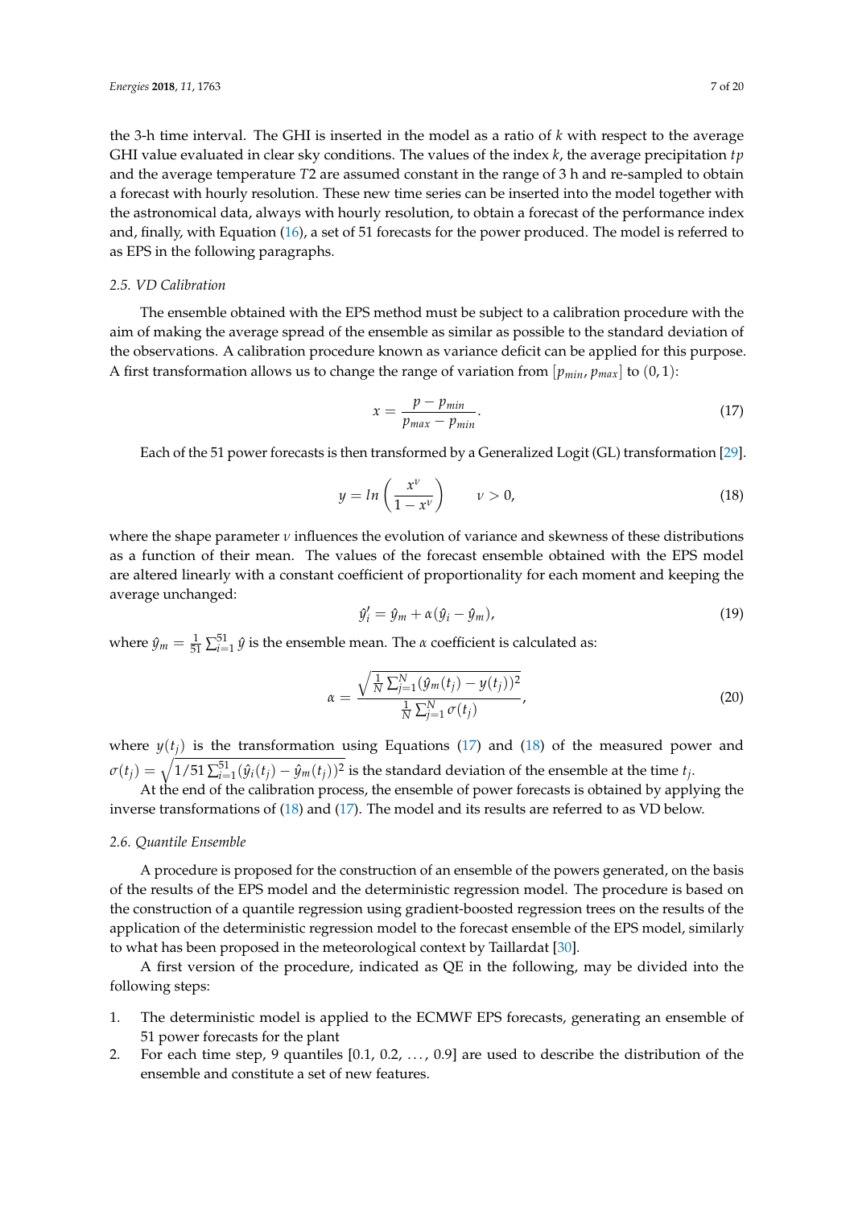the 3-h time interval. The GHI is inserted in the model as a ratio of $k$ with respect to the average GHI value evaluated in clear sky conditions. The values of the index $k$, the average precipitation $tp$ and the average temperature $T2$ are assumed constant in the range of 3 h and re-sampled to obtain a forecast with hourly resolution. These new time series can be inserted into the model together with the astronomical data, always with hourly resolution, to obtain a forecast of the performance index and, finally, with Equation (16), a set of 51 forecasts for the power produced. The model is referred to as EPS in the following paragraphs.

### 2.5. VD Calibration

The ensemble obtained with the EPS method must be subject to a calibration procedure with the aim of making the average spread of the ensemble as similar as possible to the standard deviation of the observations. A calibration procedure known as variance deficit can be applied for this purpose. A first transformation allows us to change the range of variation from $[p_{min}, p_{max}]$ to $(0, 1)$:

$$x = \frac{p - p_{min}}{p_{max} - p_{min}}. \tag{17}$$

Each of the 51 power forecasts is then transformed by a Generalized Logit (GL) transformation [29].

$$y = ln\left(\frac{x^{\nu}}{1 - x^{\nu}}\right) \qquad \nu > 0, \tag{18}$$

where the shape parameter $\nu$ influences the evolution of variance and skewness of these distributions as a function of their mean. The values of the forecast ensemble obtained with the EPS model are altered linearly with a constant coefficient of proportionality for each moment and keeping the average unchanged:

$$\hat{y}'_i = \hat{y}_m + \alpha(\hat{y}_i - \hat{y}_m), \tag{19}$$

where $\hat{y}_m = \frac{1}{51}\sum_{i=1}^{51}\hat{y}$ is the ensemble mean. The $\alpha$ coefficient is calculated as:

$$\alpha = \frac{\sqrt{\frac{1}{N}\sum_{j=1}^{N}(\hat{y}_m(t_j) - y(t_j))^2}}{\frac{1}{N}\sum_{j=1}^{N}\sigma(t_j)}, \tag{20}$$

where $y(t_j)$ is the transformation using Equations (17) and (18) of the measured power and $\sigma(t_j) = \sqrt{1/51\sum_{i=1}^{51}(\hat{y}_i(t_j) - \hat{y}_m(t_j))^2}$ is the standard deviation of the ensemble at the time $t_j$.

At the end of the calibration process, the ensemble of power forecasts is obtained by applying the inverse transformations of (18) and (17). The model and its results are referred to as VD below.

### 2.6. Quantile Ensemble

A procedure is proposed for the construction of an ensemble of the powers generated, on the basis of the results of the EPS model and the deterministic regression model. The procedure is based on the construction of a quantile regression using gradient-boosted regression trees on the results of the application of the deterministic regression model to the forecast ensemble of the EPS model, similarly to what has been proposed in the meteorological context by Taillardat [30].

A first version of the procedure, indicated as QE in the following, may be divided into the following steps:

1. The deterministic model is applied to the ECMWF EPS forecasts, generating an ensemble of 51 power forecasts for the plant
2. For each time step, 9 quantiles [0.1, 0.2, ..., 0.9] are used to describe the distribution of the ensemble and constitute a set of new features.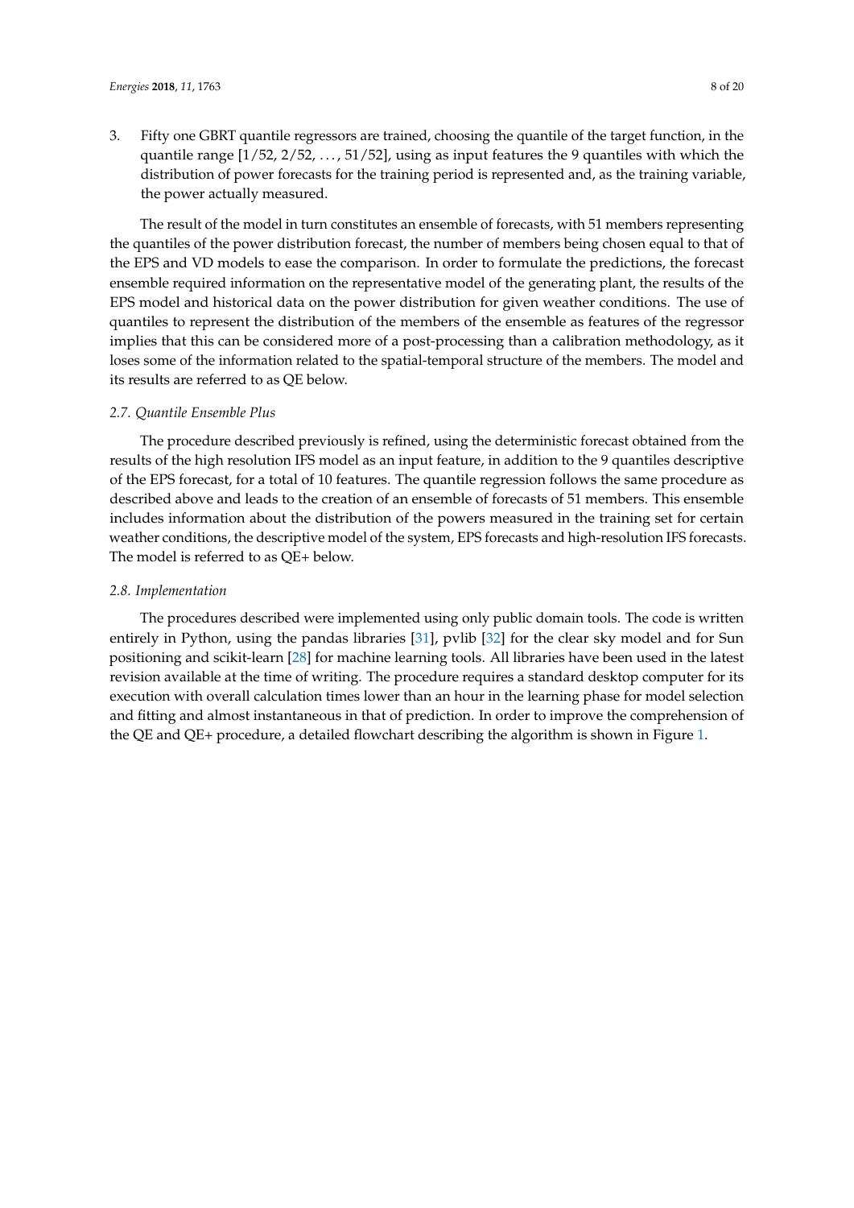3. Fifty one GBRT quantile regressors are trained, choosing the quantile of the target function, in the quantile range [1/52, 2/52, ..., 51/52], using as input features the 9 quantiles with which the distribution of power forecasts for the training period is represented and, as the training variable, the power actually measured.

The result of the model in turn constitutes an ensemble of forecasts, with 51 members representing the quantiles of the power distribution forecast, the number of members being chosen equal to that of the EPS and VD models to ease the comparison. In order to formulate the predictions, the forecast ensemble required information on the representative model of the generating plant, the results of the EPS model and historical data on the power distribution for given weather conditions. The use of quantiles to represent the distribution of the members of the ensemble as features of the regressor implies that this can be considered more of a post-processing than a calibration methodology, as it loses some of the information related to the spatial-temporal structure of the members. The model and its results are referred to as QE below.

### *2.7. Quantile Ensemble Plus*

The procedure described previously is refined, using the deterministic forecast obtained from the results of the high resolution IFS model as an input feature, in addition to the 9 quantiles descriptive of the EPS forecast, for a total of 10 features. The quantile regression follows the same procedure as described above and leads to the creation of an ensemble of forecasts of 51 members. This ensemble includes information about the distribution of the powers measured in the training set for certain weather conditions, the descriptive model of the system, EPS forecasts and high-resolution IFS forecasts. The model is referred to as QE+ below.

### *2.8. Implementation*

The procedures described were implemented using only public domain tools. The code is written entirely in Python, using the pandas libraries [31], pvlib [32] for the clear sky model and for Sun positioning and scikit-learn [28] for machine learning tools. All libraries have been used in the latest revision available at the time of writing. The procedure requires a standard desktop computer for its execution with overall calculation times lower than an hour in the learning phase for model selection and fitting and almost instantaneous in that of prediction. In order to improve the comprehension of the QE and QE+ procedure, a detailed flowchart describing the algorithm is shown in Figure 1.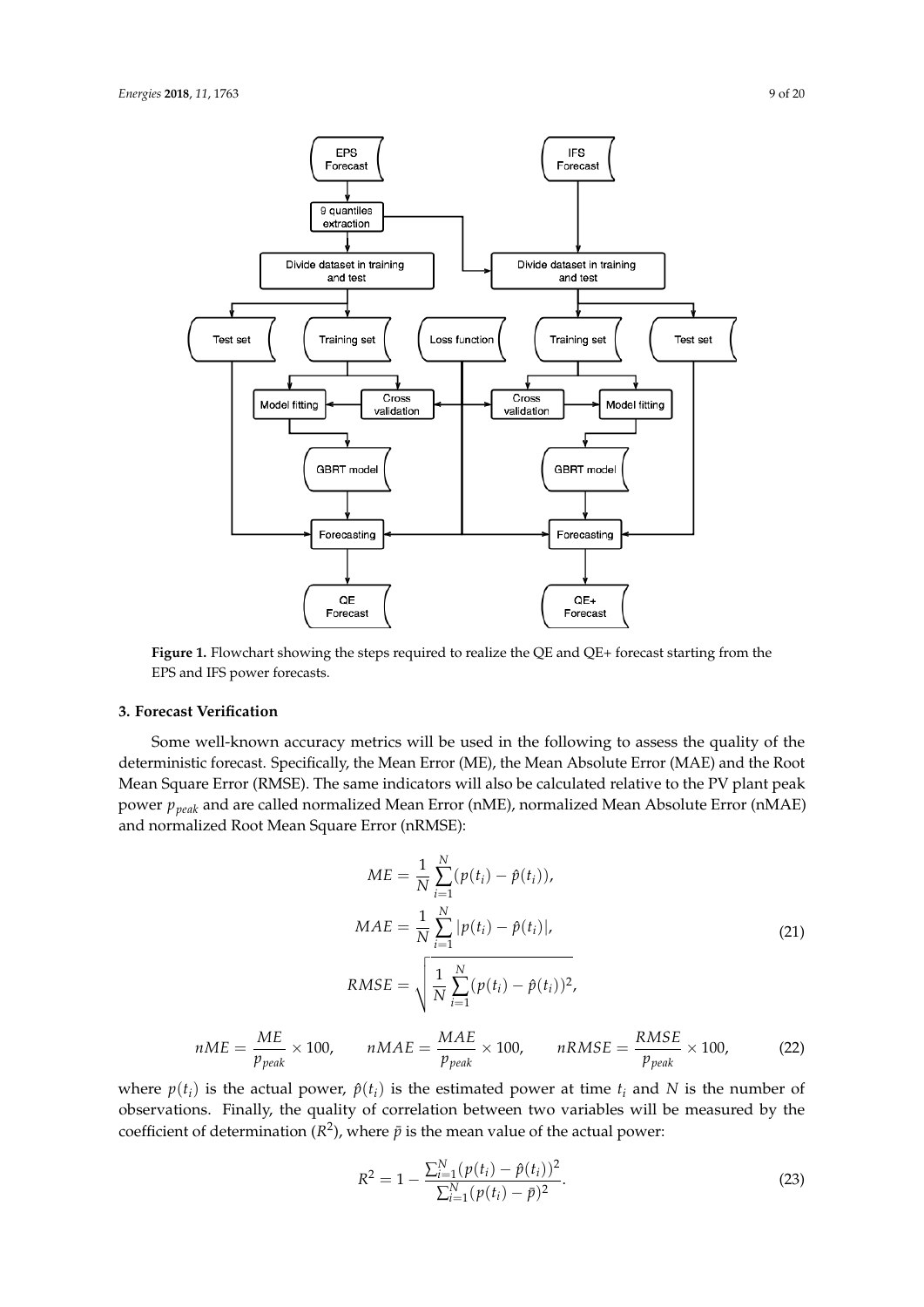Figure 1. Flowchart showing the steps required to realize the QE and QE+ forecast starting from the EPS and IFS power forecasts.

## 3. Forecast Verification

Some well-known accuracy metrics will be used in the following to assess the quality of the deterministic forecast. Specifically, the Mean Error (ME), the Mean Absolute Error (MAE) and the Root Mean Square Error (RMSE). The same indicators will also be calculated relative to the PV plant peak power $p_{peak}$ and are called normalized Mean Error (nME), normalized Mean Absolute Error (nMAE) and normalized Root Mean Square Error (nRMSE):

$$
\begin{aligned}
ME &= \frac{1}{N}\sum_{i=1}^{N}(p(t_i) - \hat{p}(t_i)), \\
MAE &= \frac{1}{N}\sum_{i=1}^{N}|p(t_i) - \hat{p}(t_i)|, \\
RMSE &= \sqrt{\frac{1}{N}\sum_{i=1}^{N}(p(t_i) - \hat{p}(t_i))^2},
\end{aligned} \tag{21}
$$

$$
nME = \frac{ME}{p_{peak}} \times 100, \qquad nMAE = \frac{MAE}{p_{peak}} \times 100, \qquad nRMSE = \frac{RMSE}{p_{peak}} \times 100, \tag{22}
$$

where $p(t_i)$ is the actual power, $\hat{p}(t_i)$ is the estimated power at time $t_i$ and $N$ is the number of observations. Finally, the quality of correlation between two variables will be measured by the coefficient of determination ($R^2$), where $\bar{p}$ is the mean value of the actual power:

$$
R^2 = 1 - \frac{\sum_{i=1}^{N}(p(t_i) - \hat{p}(t_i))^2}{\sum_{i=1}^{N}(p(t_i) - \bar{p})^2}. \tag{23}
$$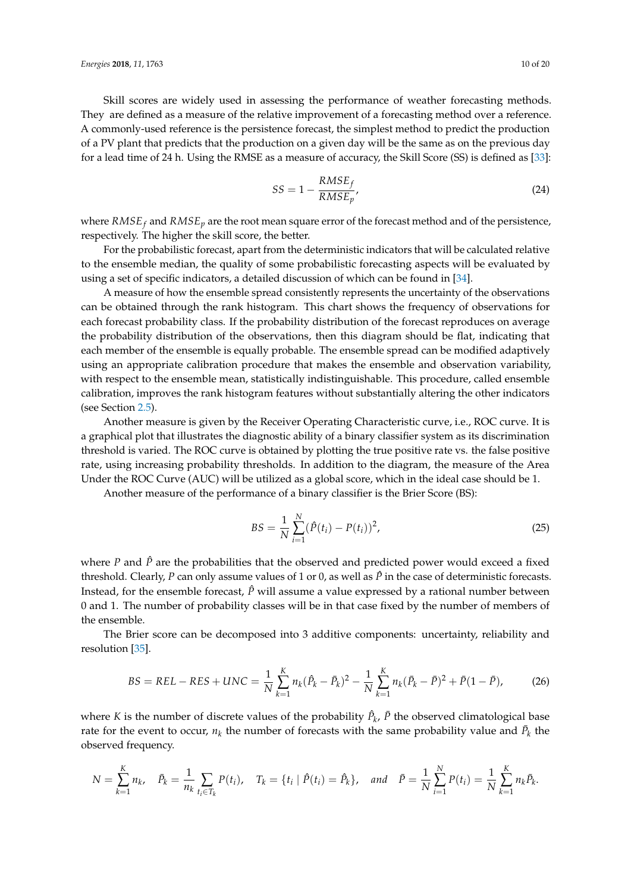Skill scores are widely used in assessing the performance of weather forecasting methods. They are defined as a measure of the relative improvement of a forecasting method over a reference. A commonly-used reference is the persistence forecast, the simplest method to predict the production of a PV plant that predicts that the production on a given day will be the same as on the previous day for a lead time of 24 h. Using the RMSE as a measure of accuracy, the Skill Score (SS) is defined as [33]:

$$SS = 1 - \frac{RMSE_f}{RMSE_p}, \tag{24}$$

where $RMSE_f$ and $RMSE_p$ are the root mean square error of the forecast method and of the persistence, respectively. The higher the skill score, the better.

For the probabilistic forecast, apart from the deterministic indicators that will be calculated relative to the ensemble median, the quality of some probabilistic forecasting aspects will be evaluated by using a set of specific indicators, a detailed discussion of which can be found in [34].

A measure of how the ensemble spread consistently represents the uncertainty of the observations can be obtained through the rank histogram. This chart shows the frequency of observations for each forecast probability class. If the probability distribution of the forecast reproduces on average the probability distribution of the observations, then this diagram should be flat, indicating that each member of the ensemble is equally probable. The ensemble spread can be modified adaptively using an appropriate calibration procedure that makes the ensemble and observation variability, with respect to the ensemble mean, statistically indistinguishable. This procedure, called ensemble calibration, improves the rank histogram features without substantially altering the other indicators (see Section 2.5).

Another measure is given by the Receiver Operating Characteristic curve, i.e., ROC curve. It is a graphical plot that illustrates the diagnostic ability of a binary classifier system as its discrimination threshold is varied. The ROC curve is obtained by plotting the true positive rate vs. the false positive rate, using increasing probability thresholds. In addition to the diagram, the measure of the Area Under the ROC Curve (AUC) will be utilized as a global score, which in the ideal case should be 1.

Another measure of the performance of a binary classifier is the Brier Score (BS):

$$BS = \frac{1}{N} \sum_{i=1}^{N} (\hat{P}(t_i) - P(t_i))^2, \tag{25}$$

where $P$ and $\hat{P}$ are the probabilities that the observed and predicted power would exceed a fixed threshold. Clearly, $P$ can only assume values of 1 or 0, as well as $\hat{P}$ in the case of deterministic forecasts. Instead, for the ensemble forecast, $\hat{P}$ will assume a value expressed by a rational number between 0 and 1. The number of probability classes will be in that case fixed by the number of members of the ensemble.

The Brier score can be decomposed into 3 additive components: uncertainty, reliability and resolution [35].

$$BS = REL - RES + UNC = \frac{1}{N} \sum_{k=1}^{K} n_k (\hat{P}_k - \bar{P}_k)^2 - \frac{1}{N} \sum_{k=1}^{K} n_k (\bar{P}_k - \bar{P})^2 + \bar{P}(1 - \bar{P}), \tag{26}$$

where $K$ is the number of discrete values of the probability $\hat{P}_k$, $\bar{P}$ the observed climatological base rate for the event to occur, $n_k$ the number of forecasts with the same probability value and $\bar{P}_k$ the observed frequency.

$$N = \sum_{k=1}^{K} n_k, \quad \bar{P}_k = \frac{1}{n_k} \sum_{t_i \in T_k} P(t_i), \quad T_k = \{t_i \mid \hat{P}(t_i) = \hat{P}_k\}, \quad and \quad \bar{P} = \frac{1}{N} \sum_{i=1}^{N} P(t_i) = \frac{1}{N} \sum_{k=1}^{K} n_k \bar{P}_k.$$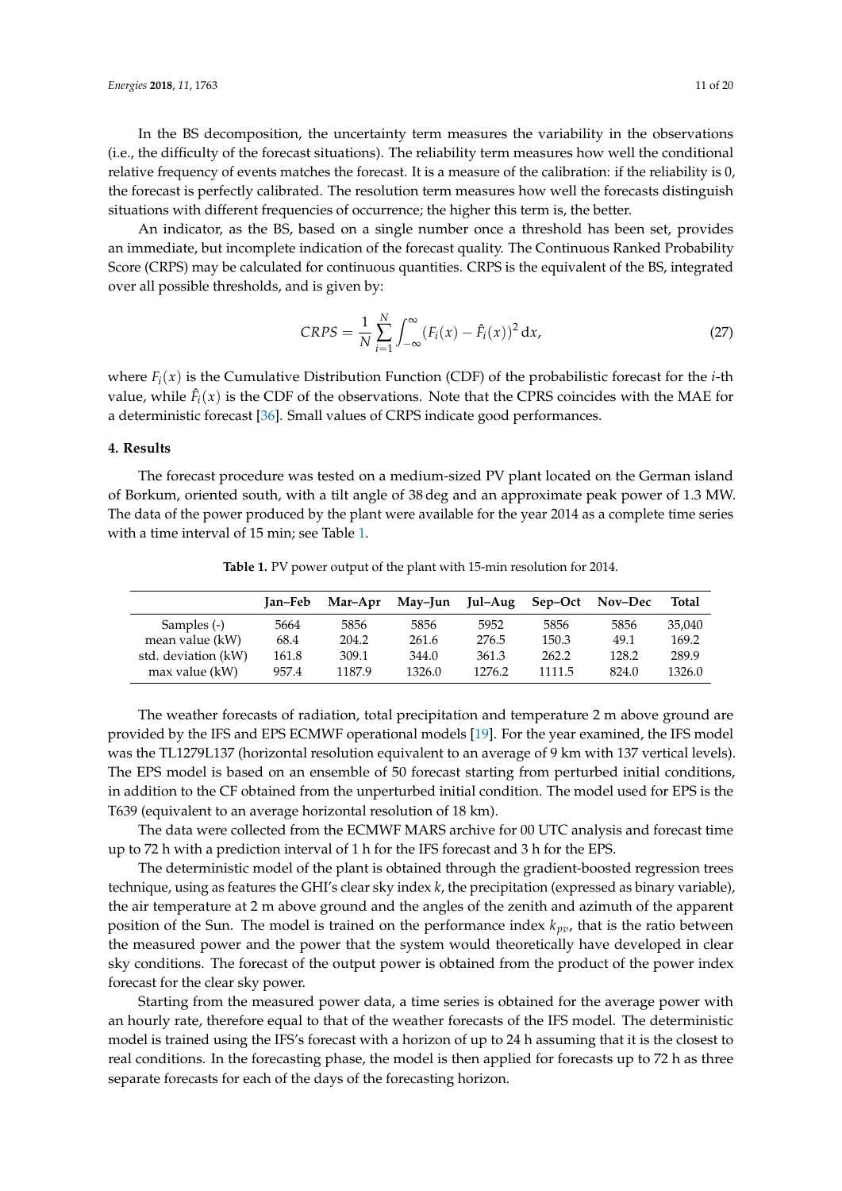In the BS decomposition, the uncertainty term measures the variability in the observations (i.e., the difficulty of the forecast situations). The reliability term measures how well the conditional relative frequency of events matches the forecast. It is a measure of the calibration: if the reliability is 0, the forecast is perfectly calibrated. The resolution term measures how well the forecasts distinguish situations with different frequencies of occurrence; the higher this term is, the better.

An indicator, as the BS, based on a single number once a threshold has been set, provides an immediate, but incomplete indication of the forecast quality. The Continuous Ranked Probability Score (CRPS) may be calculated for continuous quantities. CRPS is the equivalent of the BS, integrated over all possible thresholds, and is given by:

$$CRPS = \frac{1}{N}\sum_{i=1}^{N}\int_{-\infty}^{\infty}\left(F_i(x) - \hat{F}_i(x)\right)^2 \mathrm{d}x, \tag{27}$$

where $F_i(x)$ is the Cumulative Distribution Function (CDF) of the probabilistic forecast for the $i$-th value, while $\hat{F}_i(x)$ is the CDF of the observations. Note that the CPRS coincides with the MAE for a deterministic forecast [36]. Small values of CRPS indicate good performances.

## 4. Results

The forecast procedure was tested on a medium-sized PV plant located on the German island of Borkum, oriented south, with a tilt angle of 38 deg and an approximate peak power of 1.3 MW. The data of the power produced by the plant were available for the year 2014 as a complete time series with a time interval of 15 min; see Table 1.

**Table 1.** PV power output of the plant with 15-min resolution for 2014.

| | Jan–Feb | Mar–Apr | May–Jun | Jul–Aug | Sep–Oct | Nov–Dec | Total |
|---|---|---|---|---|---|---|---|
| Samples (-) | 5664 | 5856 | 5856 | 5952 | 5856 | 5856 | 35,040 |
| mean value (kW) | 68.4 | 204.2 | 261.6 | 276.5 | 150.3 | 49.1 | 169.2 |
| std. deviation (kW) | 161.8 | 309.1 | 344.0 | 361.3 | 262.2 | 128.2 | 289.9 |
| max value (kW) | 957.4 | 1187.9 | 1326.0 | 1276.2 | 1111.5 | 824.0 | 1326.0 |

The weather forecasts of radiation, total precipitation and temperature 2 m above ground are provided by the IFS and EPS ECMWF operational models [19]. For the year examined, the IFS model was the TL1279L137 (horizontal resolution equivalent to an average of 9 km with 137 vertical levels). The EPS model is based on an ensemble of 50 forecast starting from perturbed initial conditions, in addition to the CF obtained from the unperturbed initial condition. The model used for EPS is the T639 (equivalent to an average horizontal resolution of 18 km).

The data were collected from the ECMWF MARS archive for 00 UTC analysis and forecast time up to 72 h with a prediction interval of 1 h for the IFS forecast and 3 h for the EPS.

The deterministic model of the plant is obtained through the gradient-boosted regression trees technique, using as features the GHI's clear sky index $k$, the precipitation (expressed as binary variable), the air temperature at 2 m above ground and the angles of the zenith and azimuth of the apparent position of the Sun. The model is trained on the performance index $k_{pv}$, that is the ratio between the measured power and the power that the system would theoretically have developed in clear sky conditions. The forecast of the output power is obtained from the product of the power index forecast for the clear sky power.

Starting from the measured power data, a time series is obtained for the average power with an hourly rate, therefore equal to that of the weather forecasts of the IFS model. The deterministic model is trained using the IFS's forecast with a horizon of up to 24 h assuming that it is the closest to real conditions. In the forecasting phase, the model is then applied for forecasts up to 72 h as three separate forecasts for each of the days of the forecasting horizon.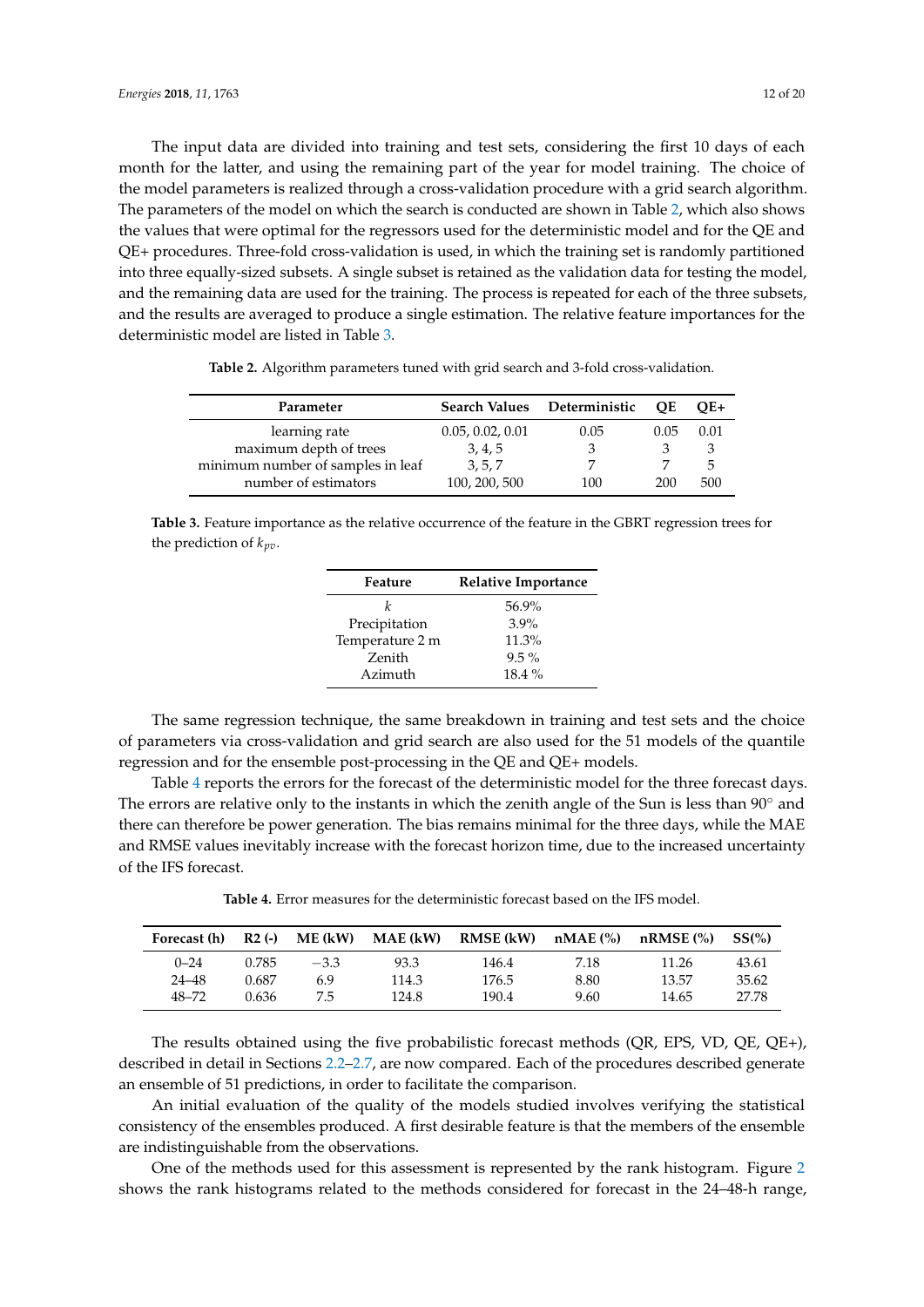The input data are divided into training and test sets, considering the first 10 days of each month for the latter, and using the remaining part of the year for model training. The choice of the model parameters is realized through a cross-validation procedure with a grid search algorithm. The parameters of the model on which the search is conducted are shown in Table 2, which also shows the values that were optimal for the regressors used for the deterministic model and for the QE and QE+ procedures. Three-fold cross-validation is used, in which the training set is randomly partitioned into three equally-sized subsets. A single subset is retained as the validation data for testing the model, and the remaining data are used for the training. The process is repeated for each of the three subsets, and the results are averaged to produce a single estimation. The relative feature importances for the deterministic model are listed in Table 3.

**Table 2.** Algorithm parameters tuned with grid search and 3-fold cross-validation.

| Parameter | Search Values | Deterministic | QE | QE+ |
|---|---|---|---|---|
| learning rate | 0.05, 0.02, 0.01 | 0.05 | 0.05 | 0.01 |
| maximum depth of trees | 3, 4, 5 | 3 | 3 | 3 |
| minimum number of samples in leaf | 3, 5, 7 | 7 | 7 | 5 |
| number of estimators | 100, 200, 500 | 100 | 200 | 500 |

**Table 3.** Feature importance as the relative occurrence of the feature in the GBRT regression trees for the prediction of $k_{pv}$.

| Feature | Relative Importance |
|---|---|
| $k$ | 56.9% |
| Precipitation | 3.9% |
| Temperature 2 m | 11.3% |
| Zenith | 9.5 % |
| Azimuth | 18.4 % |

The same regression technique, the same breakdown in training and test sets and the choice of parameters via cross-validation and grid search are also used for the 51 models of the quantile regression and for the ensemble post-processing in the QE and QE+ models.

Table 4 reports the errors for the forecast of the deterministic model for the three forecast days. The errors are relative only to the instants in which the zenith angle of the Sun is less than 90° and there can therefore be power generation. The bias remains minimal for the three days, while the MAE and RMSE values inevitably increase with the forecast horizon time, due to the increased uncertainty of the IFS forecast.

**Table 4.** Error measures for the deterministic forecast based on the IFS model.

| Forecast (h) | R2 (-) | ME (kW) | MAE (kW) | RMSE (kW) | nMAE (%) | nRMSE (%) | SS(%) |
|---|---|---|---|---|---|---|---|
| 0–24 | 0.785 | −3.3 | 93.3 | 146.4 | 7.18 | 11.26 | 43.61 |
| 24–48 | 0.687 | 6.9 | 114.3 | 176.5 | 8.80 | 13.57 | 35.62 |
| 48–72 | 0.636 | 7.5 | 124.8 | 190.4 | 9.60 | 14.65 | 27.78 |

The results obtained using the five probabilistic forecast methods (QR, EPS, VD, QE, QE+), described in detail in Sections 2.2–2.7, are now compared. Each of the procedures described generate an ensemble of 51 predictions, in order to facilitate the comparison.

An initial evaluation of the quality of the models studied involves verifying the statistical consistency of the ensembles produced. A first desirable feature is that the members of the ensemble are indistinguishable from the observations.

One of the methods used for this assessment is represented by the rank histogram. Figure 2 shows the rank histograms related to the methods considered for forecast in the 24–48-h range,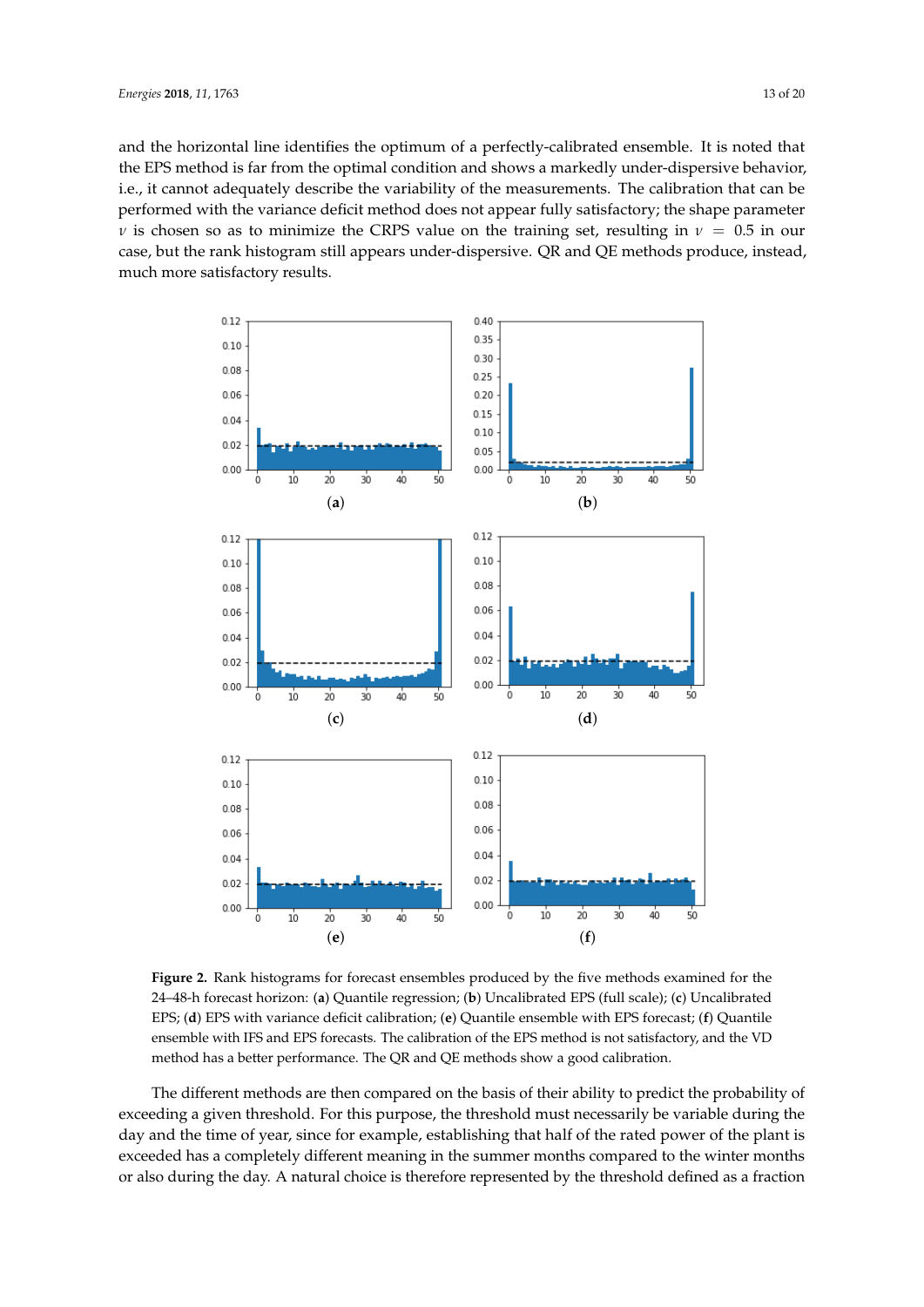and the horizontal line identifies the optimum of a perfectly-calibrated ensemble. It is noted that the EPS method is far from the optimal condition and shows a markedly under-dispersive behavior, i.e., it cannot adequately describe the variability of the measurements. The calibration that can be performed with the variance deficit method does not appear fully satisfactory; the shape parameter $\nu$ is chosen so as to minimize the CRPS value on the training set, resulting in $\nu = 0.5$ in our case, but the rank histogram still appears under-dispersive. QR and QE methods produce, instead, much more satisfactory results.

**Figure 2.** Rank histograms for forecast ensembles produced by the five methods examined for the 24–48-h forecast horizon: (**a**) Quantile regression; (**b**) Uncalibrated EPS (full scale); (**c**) Uncalibrated EPS; (**d**) EPS with variance deficit calibration; (**e**) Quantile ensemble with EPS forecast; (**f**) Quantile ensemble with IFS and EPS forecasts. The calibration of the EPS method is not satisfactory, and the VD method has a better performance. The QR and QE methods show a good calibration.

The different methods are then compared on the basis of their ability to predict the probability of exceeding a given threshold. For this purpose, the threshold must necessarily be variable during the day and the time of year, since for example, establishing that half of the rated power of the plant is exceeded has a completely different meaning in the summer months compared to the winter months or also during the day. A natural choice is therefore represented by the threshold defined as a fraction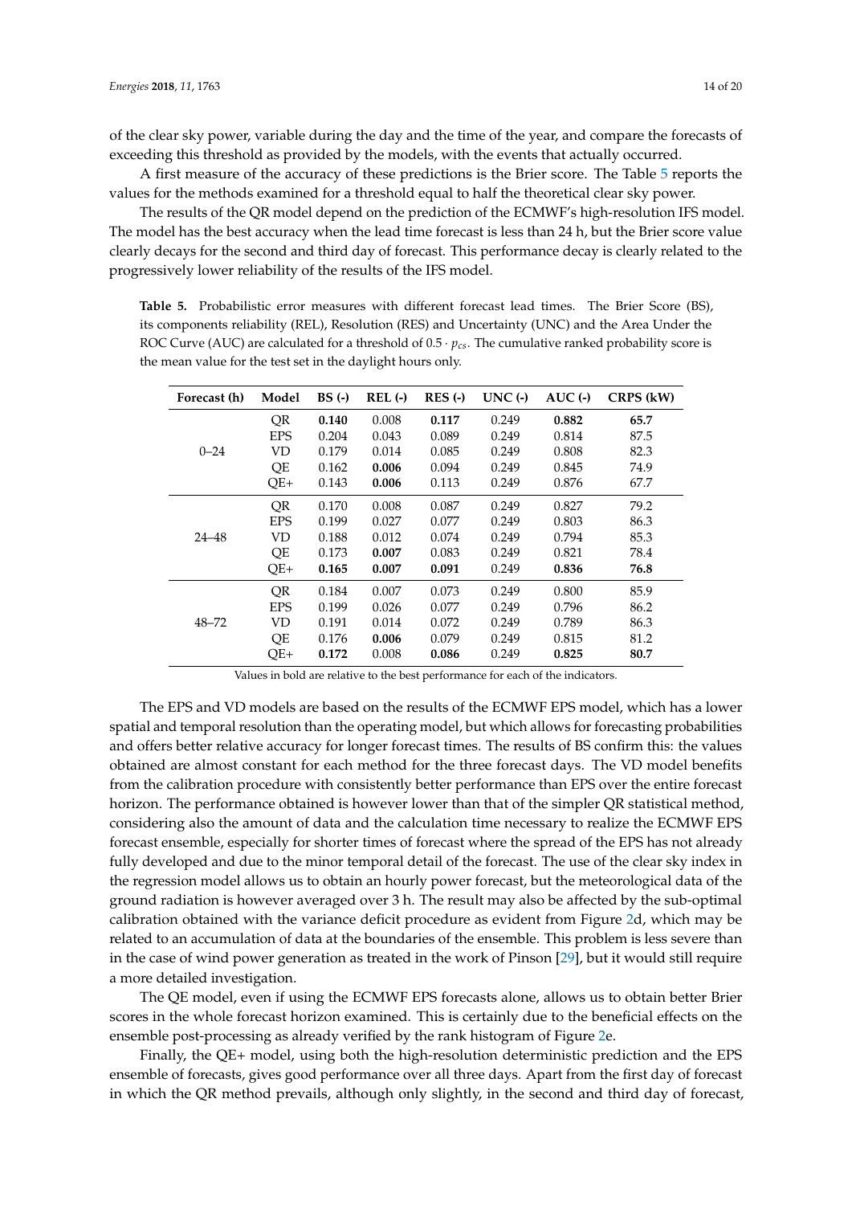of the clear sky power, variable during the day and the time of the year, and compare the forecasts of exceeding this threshold as provided by the models, with the events that actually occurred.

A first measure of the accuracy of these predictions is the Brier score. The Table 5 reports the values for the methods examined for a threshold equal to half the theoretical clear sky power.

The results of the QR model depend on the prediction of the ECMWF's high-resolution IFS model. The model has the best accuracy when the lead time forecast is less than 24 h, but the Brier score value clearly decays for the second and third day of forecast. This performance decay is clearly related to the progressively lower reliability of the results of the IFS model.

**Table 5.** Probabilistic error measures with different forecast lead times. The Brier Score (BS), its components reliability (REL), Resolution (RES) and Uncertainty (UNC) and the Area Under the ROC Curve (AUC) are calculated for a threshold of $0.5 \cdot p_{cs}$. The cumulative ranked probability score is the mean value for the test set in the daylight hours only.

| Forecast (h) | Model | BS (-) | REL (-) | RES (-) | UNC (-) | AUC (-) | CRPS (kW) |
|---|---|---|---|---|---|---|---|
| 0–24 | QR | **0.140** | 0.008 | **0.117** | 0.249 | **0.882** | **65.7** |
| | EPS | 0.204 | 0.043 | 0.089 | 0.249 | 0.814 | 87.5 |
| | VD | 0.179 | 0.014 | 0.085 | 0.249 | 0.808 | 82.3 |
| | QE | 0.162 | **0.006** | 0.094 | 0.249 | 0.845 | 74.9 |
| | QE+ | 0.143 | **0.006** | 0.113 | 0.249 | 0.876 | 67.7 |
| 24–48 | QR | 0.170 | 0.008 | 0.087 | 0.249 | 0.827 | 79.2 |
| | EPS | 0.199 | 0.027 | 0.077 | 0.249 | 0.803 | 86.3 |
| | VD | 0.188 | 0.012 | 0.074 | 0.249 | 0.794 | 85.3 |
| | QE | 0.173 | **0.007** | 0.083 | 0.249 | 0.821 | 78.4 |
| | QE+ | **0.165** | **0.007** | **0.091** | 0.249 | **0.836** | **76.8** |
| 48–72 | QR | 0.184 | 0.007 | 0.073 | 0.249 | 0.800 | 85.9 |
| | EPS | 0.199 | 0.026 | 0.077 | 0.249 | 0.796 | 86.2 |
| | VD | 0.191 | 0.014 | 0.072 | 0.249 | 0.789 | 86.3 |
| | QE | 0.176 | **0.006** | 0.079 | 0.249 | 0.815 | 81.2 |
| | QE+ | **0.172** | 0.008 | **0.086** | 0.249 | **0.825** | **80.7** |

Values in bold are relative to the best performance for each of the indicators.

The EPS and VD models are based on the results of the ECMWF EPS model, which has a lower spatial and temporal resolution than the operating model, but which allows for forecasting probabilities and offers better relative accuracy for longer forecast times. The results of BS confirm this: the values obtained are almost constant for each method for the three forecast days. The VD model benefits from the calibration procedure with consistently better performance than EPS over the entire forecast horizon. The performance obtained is however lower than that of the simpler QR statistical method, considering also the amount of data and the calculation time necessary to realize the ECMWF EPS forecast ensemble, especially for shorter times of forecast where the spread of the EPS has not already fully developed and due to the minor temporal detail of the forecast. The use of the clear sky index in the regression model allows us to obtain an hourly power forecast, but the meteorological data of the ground radiation is however averaged over 3 h. The result may also be affected by the sub-optimal calibration obtained with the variance deficit procedure as evident from Figure 2d, which may be related to an accumulation of data at the boundaries of the ensemble. This problem is less severe than in the case of wind power generation as treated in the work of Pinson [29], but it would still require a more detailed investigation.

The QE model, even if using the ECMWF EPS forecasts alone, allows us to obtain better Brier scores in the whole forecast horizon examined. This is certainly due to the beneficial effects on the ensemble post-processing as already verified by the rank histogram of Figure 2e.

Finally, the QE+ model, using both the high-resolution deterministic prediction and the EPS ensemble of forecasts, gives good performance over all three days. Apart from the first day of forecast in which the QR method prevails, although only slightly, in the second and third day of forecast,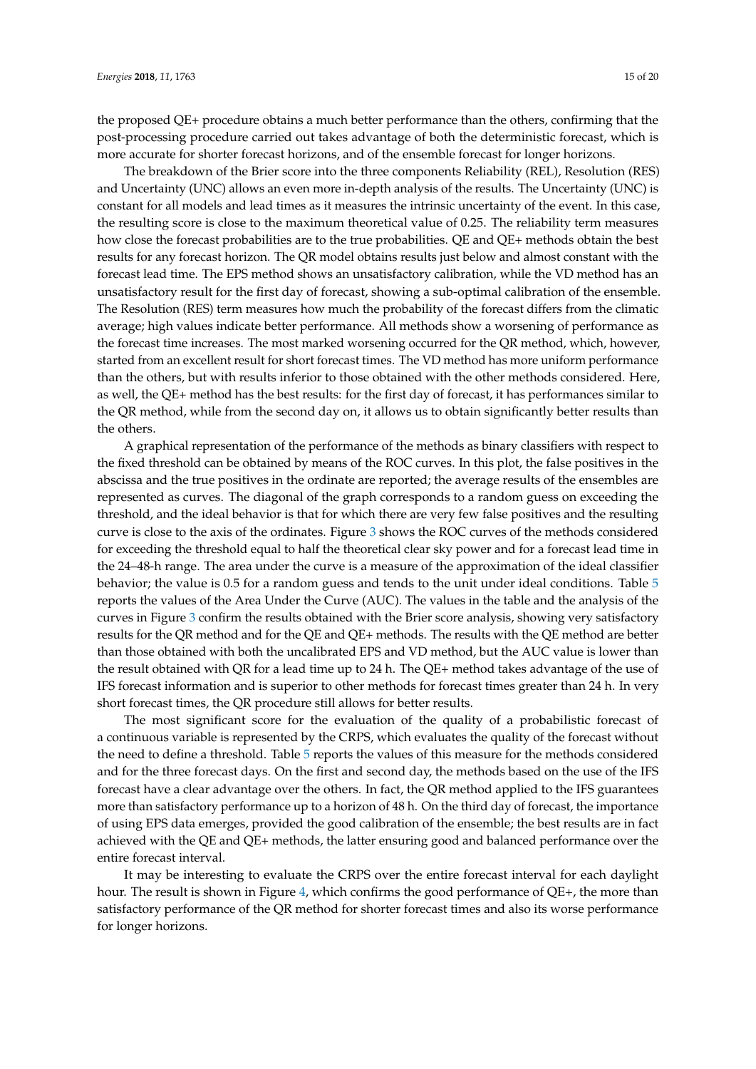the proposed QE+ procedure obtains a much better performance than the others, confirming that the post-processing procedure carried out takes advantage of both the deterministic forecast, which is more accurate for shorter forecast horizons, and of the ensemble forecast for longer horizons.

The breakdown of the Brier score into the three components Reliability (REL), Resolution (RES) and Uncertainty (UNC) allows an even more in-depth analysis of the results. The Uncertainty (UNC) is constant for all models and lead times as it measures the intrinsic uncertainty of the event. In this case, the resulting score is close to the maximum theoretical value of 0.25. The reliability term measures how close the forecast probabilities are to the true probabilities. QE and QE+ methods obtain the best results for any forecast horizon. The QR model obtains results just below and almost constant with the forecast lead time. The EPS method shows an unsatisfactory calibration, while the VD method has an unsatisfactory result for the first day of forecast, showing a sub-optimal calibration of the ensemble. The Resolution (RES) term measures how much the probability of the forecast differs from the climatic average; high values indicate better performance. All methods show a worsening of performance as the forecast time increases. The most marked worsening occurred for the QR method, which, however, started from an excellent result for short forecast times. The VD method has more uniform performance than the others, but with results inferior to those obtained with the other methods considered. Here, as well, the QE+ method has the best results: for the first day of forecast, it has performances similar to the QR method, while from the second day on, it allows us to obtain significantly better results than the others.

A graphical representation of the performance of the methods as binary classifiers with respect to the fixed threshold can be obtained by means of the ROC curves. In this plot, the false positives in the abscissa and the true positives in the ordinate are reported; the average results of the ensembles are represented as curves. The diagonal of the graph corresponds to a random guess on exceeding the threshold, and the ideal behavior is that for which there are very few false positives and the resulting curve is close to the axis of the ordinates. Figure 3 shows the ROC curves of the methods considered for exceeding the threshold equal to half the theoretical clear sky power and for a forecast lead time in the 24–48-h range. The area under the curve is a measure of the approximation of the ideal classifier behavior; the value is 0.5 for a random guess and tends to the unit under ideal conditions. Table 5 reports the values of the Area Under the Curve (AUC). The values in the table and the analysis of the curves in Figure 3 confirm the results obtained with the Brier score analysis, showing very satisfactory results for the QR method and for the QE and QE+ methods. The results with the QE method are better than those obtained with both the uncalibrated EPS and VD method, but the AUC value is lower than the result obtained with QR for a lead time up to 24 h. The QE+ method takes advantage of the use of IFS forecast information and is superior to other methods for forecast times greater than 24 h. In very short forecast times, the QR procedure still allows for better results.

The most significant score for the evaluation of the quality of a probabilistic forecast of a continuous variable is represented by the CRPS, which evaluates the quality of the forecast without the need to define a threshold. Table 5 reports the values of this measure for the methods considered and for the three forecast days. On the first and second day, the methods based on the use of the IFS forecast have a clear advantage over the others. In fact, the QR method applied to the IFS guarantees more than satisfactory performance up to a horizon of 48 h. On the third day of forecast, the importance of using EPS data emerges, provided the good calibration of the ensemble; the best results are in fact achieved with the QE and QE+ methods, the latter ensuring good and balanced performance over the entire forecast interval.

It may be interesting to evaluate the CRPS over the entire forecast interval for each daylight hour. The result is shown in Figure 4, which confirms the good performance of QE+, the more than satisfactory performance of the QR method for shorter forecast times and also its worse performance for longer horizons.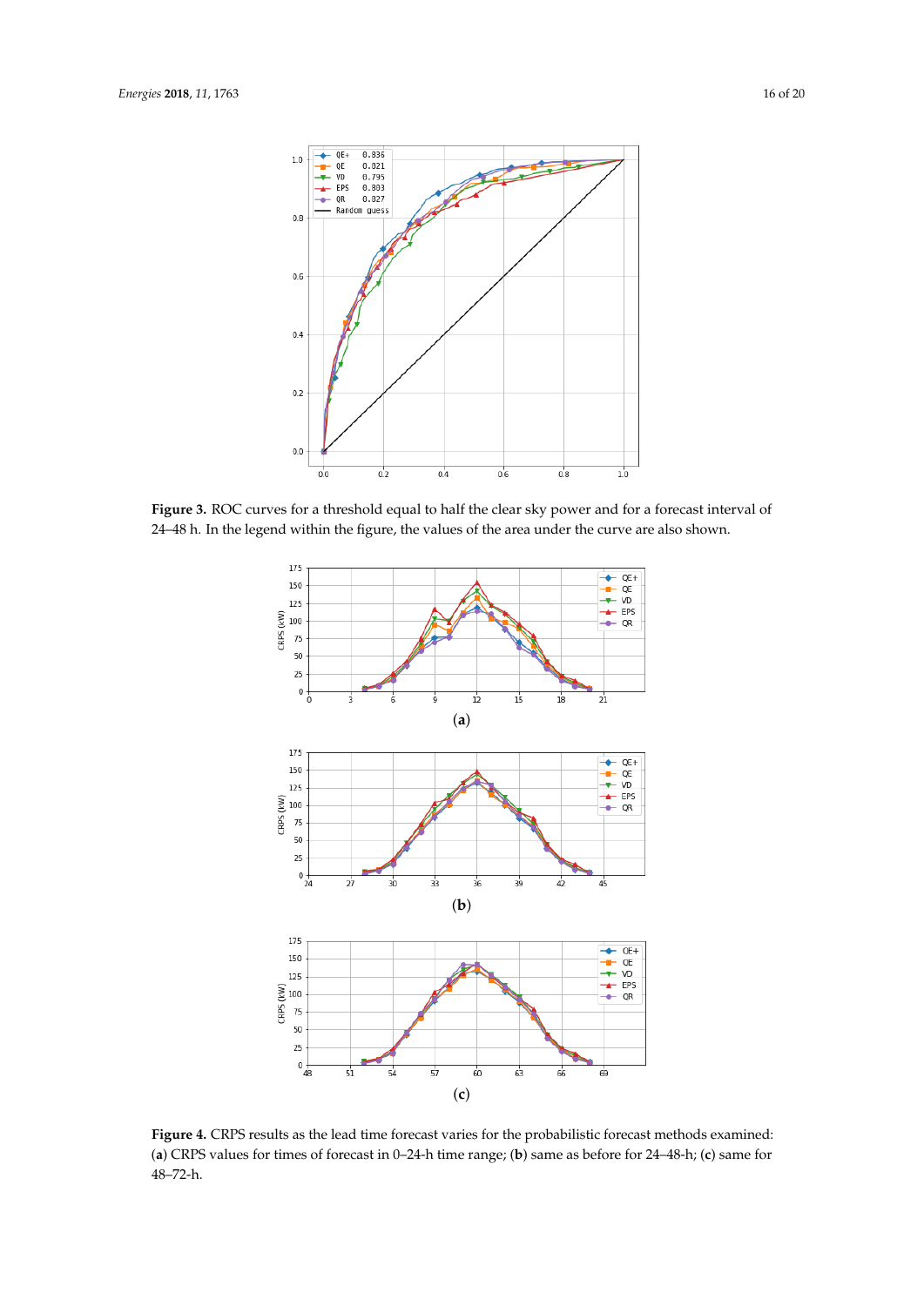**Figure 3.** ROC curves for a threshold equal to half the clear sky power and for a forecast interval of 24–48 h. In the legend within the figure, the values of the area under the curve are also shown.

**Figure 4.** CRPS results as the lead time forecast varies for the probabilistic forecast methods examined: (**a**) CRPS values for times of forecast in 0–24-h time range; (**b**) same as before for 24–48-h; (**c**) same for 48–72-h.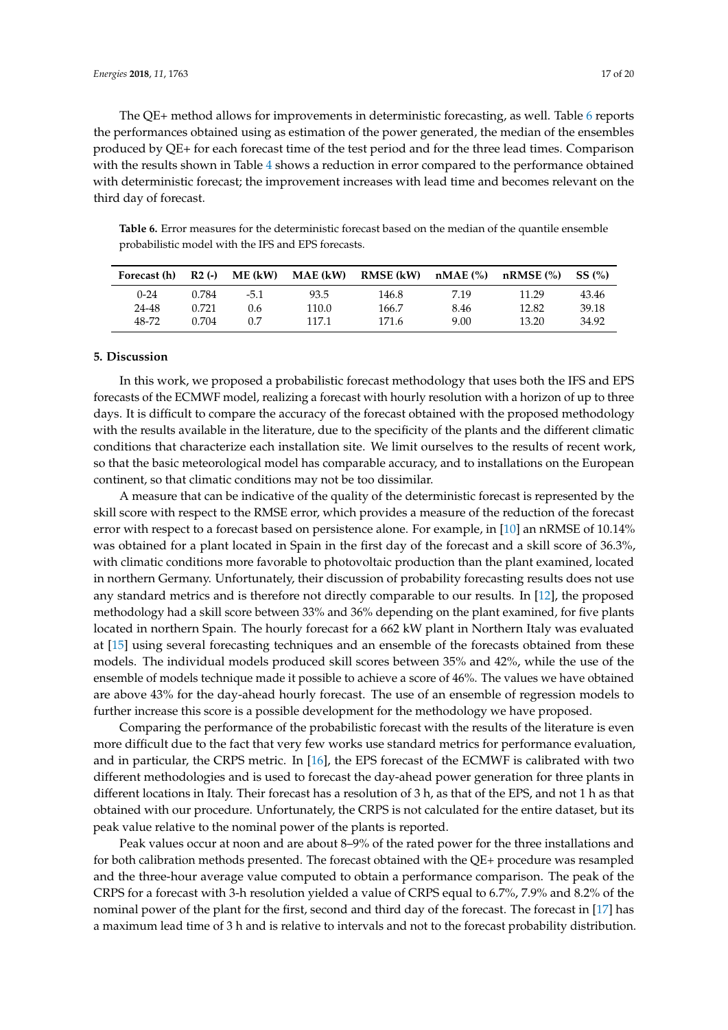The QE+ method allows for improvements in deterministic forecasting, as well. Table 6 reports the performances obtained using as estimation of the power generated, the median of the ensembles produced by QE+ for each forecast time of the test period and for the three lead times. Comparison with the results shown in Table 4 shows a reduction in error compared to the performance obtained with deterministic forecast; the improvement increases with lead time and becomes relevant on the third day of forecast.

**Table 6.** Error measures for the deterministic forecast based on the median of the quantile ensemble probabilistic model with the IFS and EPS forecasts.

| Forecast (h) | R2 (-) | ME (kW) | MAE (kW) | RMSE (kW) | nMAE (%) | nRMSE (%) | SS (%) |
|---|---|---|---|---|---|---|---|
| 0-24 | 0.784 | -5.1 | 93.5 | 146.8 | 7.19 | 11.29 | 43.46 |
| 24-48 | 0.721 | 0.6 | 110.0 | 166.7 | 8.46 | 12.82 | 39.18 |
| 48-72 | 0.704 | 0.7 | 117.1 | 171.6 | 9.00 | 13.20 | 34.92 |

## 5. Discussion

In this work, we proposed a probabilistic forecast methodology that uses both the IFS and EPS forecasts of the ECMWF model, realizing a forecast with hourly resolution with a horizon of up to three days. It is difficult to compare the accuracy of the forecast obtained with the proposed methodology with the results available in the literature, due to the specificity of the plants and the different climatic conditions that characterize each installation site. We limit ourselves to the results of recent work, so that the basic meteorological model has comparable accuracy, and to installations on the European continent, so that climatic conditions may not be too dissimilar.

A measure that can be indicative of the quality of the deterministic forecast is represented by the skill score with respect to the RMSE error, which provides a measure of the reduction of the forecast error with respect to a forecast based on persistence alone. For example, in [10] an nRMSE of 10.14% was obtained for a plant located in Spain in the first day of the forecast and a skill score of 36.3%, with climatic conditions more favorable to photovoltaic production than the plant examined, located in northern Germany. Unfortunately, their discussion of probability forecasting results does not use any standard metrics and is therefore not directly comparable to our results. In [12], the proposed methodology had a skill score between 33% and 36% depending on the plant examined, for five plants located in northern Spain. The hourly forecast for a 662 kW plant in Northern Italy was evaluated at [15] using several forecasting techniques and an ensemble of the forecasts obtained from these models. The individual models produced skill scores between 35% and 42%, while the use of the ensemble of models technique made it possible to achieve a score of 46%. The values we have obtained are above 43% for the day-ahead hourly forecast. The use of an ensemble of regression models to further increase this score is a possible development for the methodology we have proposed.

Comparing the performance of the probabilistic forecast with the results of the literature is even more difficult due to the fact that very few works use standard metrics for performance evaluation, and in particular, the CRPS metric. In [16], the EPS forecast of the ECMWF is calibrated with two different methodologies and is used to forecast the day-ahead power generation for three plants in different locations in Italy. Their forecast has a resolution of 3 h, as that of the EPS, and not 1 h as that obtained with our procedure. Unfortunately, the CRPS is not calculated for the entire dataset, but its peak value relative to the nominal power of the plants is reported.

Peak values occur at noon and are about 8–9% of the rated power for the three installations and for both calibration methods presented. The forecast obtained with the QE+ procedure was resampled and the three-hour average value computed to obtain a performance comparison. The peak of the CRPS for a forecast with 3-h resolution yielded a value of CRPS equal to 6.7%, 7.9% and 8.2% of the nominal power of the plant for the first, second and third day of the forecast. The forecast in [17] has a maximum lead time of 3 h and is relative to intervals and not to the forecast probability distribution.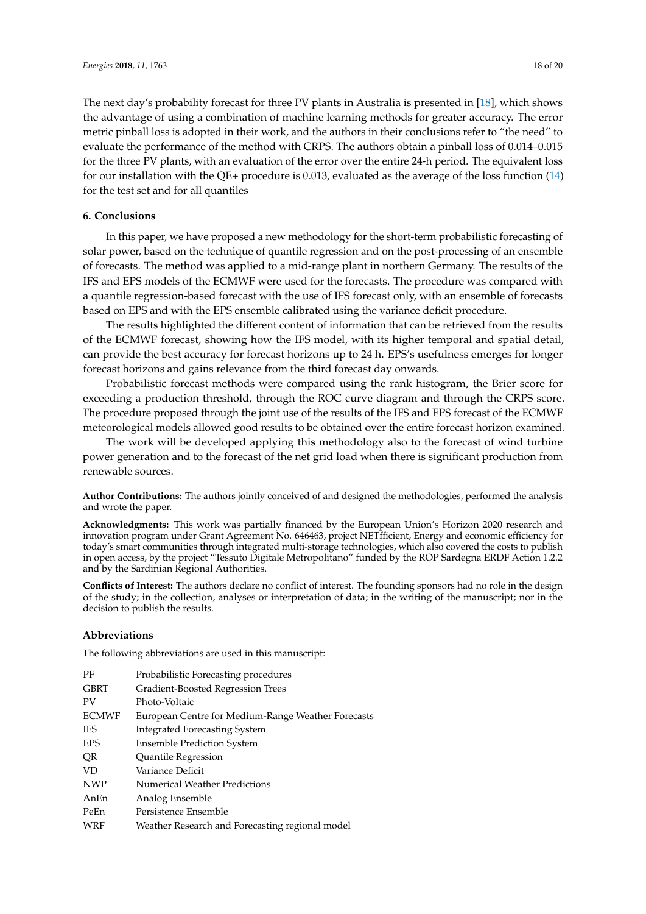The next day's probability forecast for three PV plants in Australia is presented in [18], which shows the advantage of using a combination of machine learning methods for greater accuracy. The error metric pinball loss is adopted in their work, and the authors in their conclusions refer to "the need" to evaluate the performance of the method with CRPS. The authors obtain a pinball loss of 0.014–0.015 for the three PV plants, with an evaluation of the error over the entire 24-h period. The equivalent loss for our installation with the QE+ procedure is 0.013, evaluated as the average of the loss function (14) for the test set and for all quantiles

## 6. Conclusions

In this paper, we have proposed a new methodology for the short-term probabilistic forecasting of solar power, based on the technique of quantile regression and on the post-processing of an ensemble of forecasts. The method was applied to a mid-range plant in northern Germany. The results of the IFS and EPS models of the ECMWF were used for the forecasts. The procedure was compared with a quantile regression-based forecast with the use of IFS forecast only, with an ensemble of forecasts based on EPS and with the EPS ensemble calibrated using the variance deficit procedure.

The results highlighted the different content of information that can be retrieved from the results of the ECMWF forecast, showing how the IFS model, with its higher temporal and spatial detail, can provide the best accuracy for forecast horizons up to 24 h. EPS's usefulness emerges for longer forecast horizons and gains relevance from the third forecast day onwards.

Probabilistic forecast methods were compared using the rank histogram, the Brier score for exceeding a production threshold, through the ROC curve diagram and through the CRPS score. The procedure proposed through the joint use of the results of the IFS and EPS forecast of the ECMWF meteorological models allowed good results to be obtained over the entire forecast horizon examined.

The work will be developed applying this methodology also to the forecast of wind turbine power generation and to the forecast of the net grid load when there is significant production from renewable sources.

**Author Contributions:** The authors jointly conceived of and designed the methodologies, performed the analysis and wrote the paper.

**Acknowledgments:** This work was partially financed by the European Union's Horizon 2020 research and innovation program under Grant Agreement No. 646463, project NETfficient, Energy and economic efficiency for today's smart communities through integrated multi-storage technologies, which also covered the costs to publish in open access, by the project "Tessuto Digitale Metropolitano" funded by the ROP Sardegna ERDF Action 1.2.2 and by the Sardinian Regional Authorities.

**Conflicts of Interest:** The authors declare no conflict of interest. The founding sponsors had no role in the design of the study; in the collection, analyses or interpretation of data; in the writing of the manuscript; nor in the decision to publish the results.

## Abbreviations

The following abbreviations are used in this manuscript:

| | |
|---|---|
| PF | Probabilistic Forecasting procedures |
| GBRT | Gradient-Boosted Regression Trees |
| PV | Photo-Voltaic |
| ECMWF | European Centre for Medium-Range Weather Forecasts |
| IFS | Integrated Forecasting System |
| EPS | Ensemble Prediction System |
| QR | Quantile Regression |
| VD | Variance Deficit |
| NWP | Numerical Weather Predictions |
| AnEn | Analog Ensemble |
| PeEn | Persistence Ensemble |
| WRF | Weather Research and Forecasting regional model |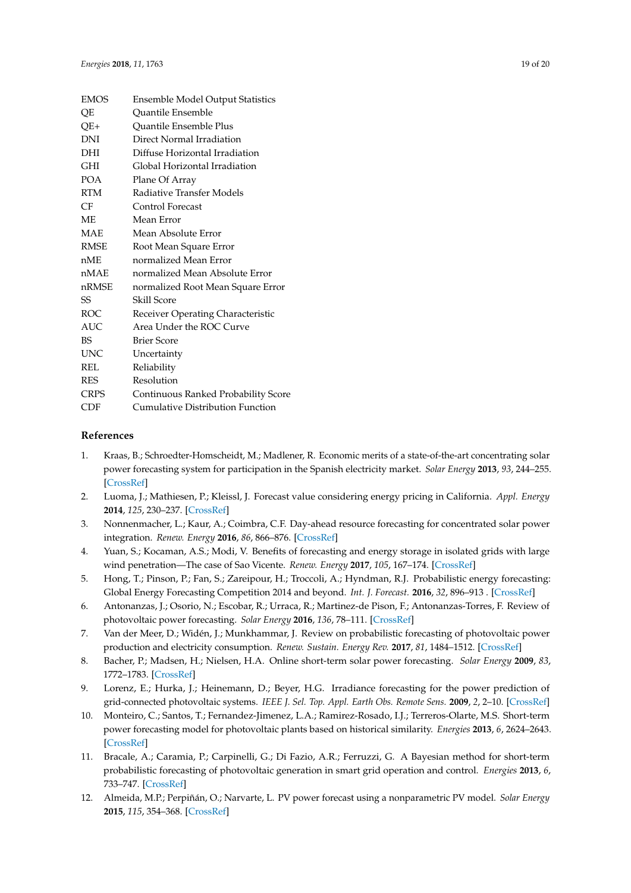| | |
|---|---|
| EMOS | Ensemble Model Output Statistics |
| QE | Quantile Ensemble |
| QE+ | Quantile Ensemble Plus |
| DNI | Direct Normal Irradiation |
| DHI | Diffuse Horizontal Irradiation |
| GHI | Global Horizontal Irradiation |
| POA | Plane Of Array |
| RTM | Radiative Transfer Models |
| CF | Control Forecast |
| ME | Mean Error |
| MAE | Mean Absolute Error |
| RMSE | Root Mean Square Error |
| nME | normalized Mean Error |
| nMAE | normalized Mean Absolute Error |
| nRMSE | normalized Root Mean Square Error |
| SS | Skill Score |
| ROC | Receiver Operating Characteristic |
| AUC | Area Under the ROC Curve |
| BS | Brier Score |
| UNC | Uncertainty |
| REL | Reliability |
| RES | Resolution |
| CRPS | Continuous Ranked Probability Score |
| CDF | Cumulative Distribution Function |

## References

1. Kraas, B.; Schroedter-Homscheidt, M.; Madlener, R. Economic merits of a state-of-the-art concentrating solar power forecasting system for participation in the Spanish electricity market. *Solar Energy* **2013**, *93*, 244–255. [CrossRef]
2. Luoma, J.; Mathiesen, P.; Kleissl, J. Forecast value considering energy pricing in California. *Appl. Energy* **2014**, *125*, 230–237. [CrossRef]
3. Nonnenmacher, L.; Kaur, A.; Coimbra, C.F. Day-ahead resource forecasting for concentrated solar power integration. *Renew. Energy* **2016**, *86*, 866–876. [CrossRef]
4. Yuan, S.; Kocaman, A.S.; Modi, V. Benefits of forecasting and energy storage in isolated grids with large wind penetration—The case of Sao Vicente. *Renew. Energy* **2017**, *105*, 167–174. [CrossRef]
5. Hong, T.; Pinson, P.; Fan, S.; Zareipour, H.; Troccoli, A.; Hyndman, R.J. Probabilistic energy forecasting: Global Energy Forecasting Competition 2014 and beyond. *Int. J. Forecast.* **2016**, *32*, 896–913 . [CrossRef]
6. Antonanzas, J.; Osorio, N.; Escobar, R.; Urraca, R.; Martinez-de Pison, F.; Antonanzas-Torres, F. Review of photovoltaic power forecasting. *Solar Energy* **2016**, *136*, 78–111. [CrossRef]
7. Van der Meer, D.; Widén, J.; Munkhammar, J. Review on probabilistic forecasting of photovoltaic power production and electricity consumption. *Renew. Sustain. Energy Rev.* **2017**, *81*, 1484–1512. [CrossRef]
8. Bacher, P.; Madsen, H.; Nielsen, H.A. Online short-term solar power forecasting. *Solar Energy* **2009**, *83*, 1772–1783. [CrossRef]
9. Lorenz, E.; Hurka, J.; Heinemann, D.; Beyer, H.G. Irradiance forecasting for the power prediction of grid-connected photovoltaic systems. *IEEE J. Sel. Top. Appl. Earth Obs. Remote Sens.* **2009**, *2*, 2–10. [CrossRef]
10. Monteiro, C.; Santos, T.; Fernandez-Jimenez, L.A.; Ramirez-Rosado, I.J.; Terreros-Olarte, M.S. Short-term power forecasting model for photovoltaic plants based on historical similarity. *Energies* **2013**, *6*, 2624–2643. [CrossRef]
11. Bracale, A.; Caramia, P.; Carpinelli, G.; Di Fazio, A.R.; Ferruzzi, G. A Bayesian method for short-term probabilistic forecasting of photovoltaic generation in smart grid operation and control. *Energies* **2013**, *6*, 733–747. [CrossRef]
12. Almeida, M.P.; Perpiñán, O.; Narvarte, L. PV power forecast using a nonparametric PV model. *Solar Energy* **2015**, *115*, 354–368. [CrossRef]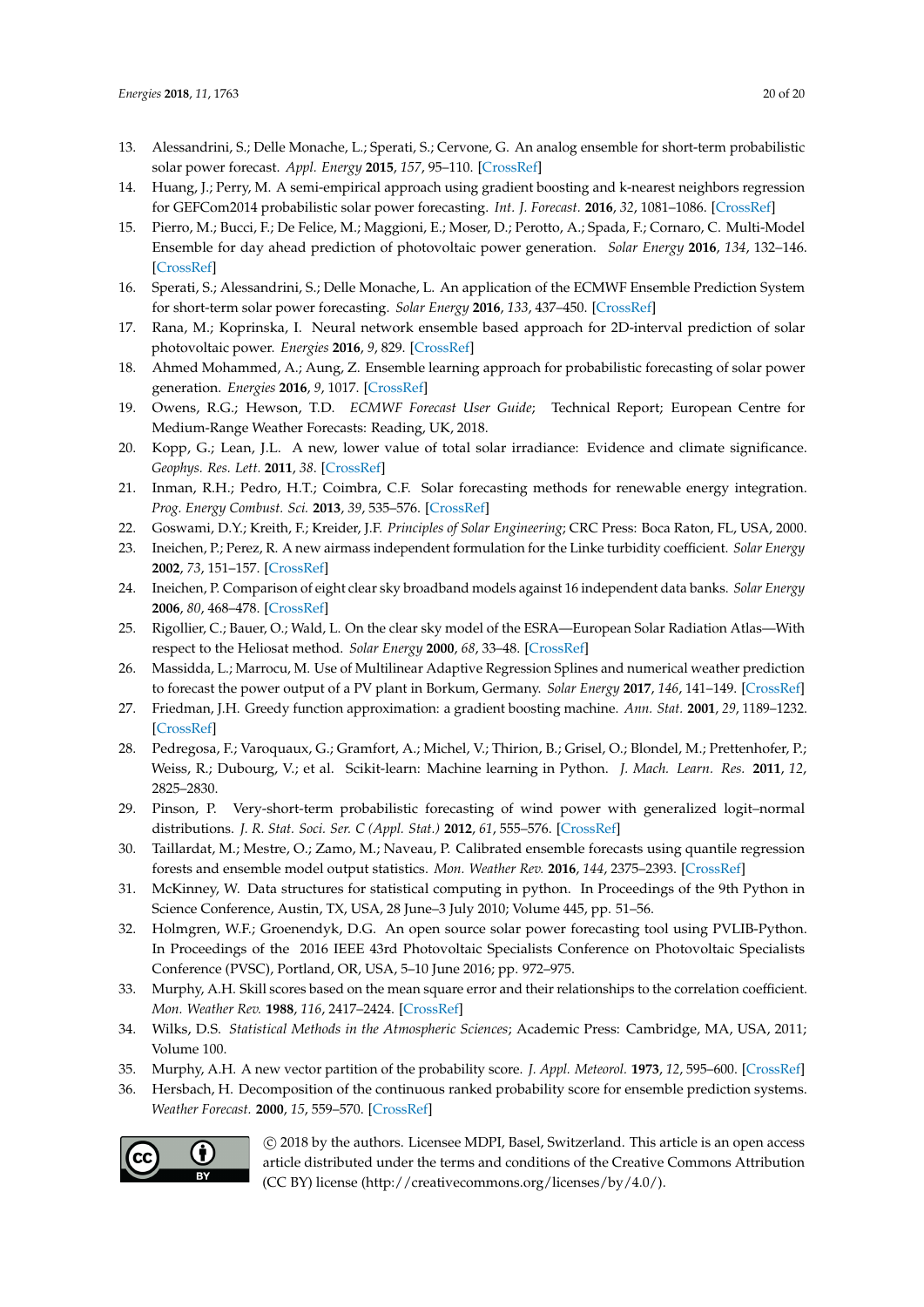13. Alessandrini, S.; Delle Monache, L.; Sperati, S.; Cervone, G. An analog ensemble for short-term probabilistic solar power forecast. *Appl. Energy* **2015**, *157*, 95–110. [CrossRef]
14. Huang, J.; Perry, M. A semi-empirical approach using gradient boosting and k-nearest neighbors regression for GEFCom2014 probabilistic solar power forecasting. *Int. J. Forecast.* **2016**, *32*, 1081–1086. [CrossRef]
15. Pierro, M.; Bucci, F.; De Felice, M.; Maggioni, E.; Moser, D.; Perotto, A.; Spada, F.; Cornaro, C. Multi-Model Ensemble for day ahead prediction of photovoltaic power generation. *Solar Energy* **2016**, *134*, 132–146. [CrossRef]
16. Sperati, S.; Alessandrini, S.; Delle Monache, L. An application of the ECMWF Ensemble Prediction System for short-term solar power forecasting. *Solar Energy* **2016**, *133*, 437–450. [CrossRef]
17. Rana, M.; Koprinska, I. Neural network ensemble based approach for 2D-interval prediction of solar photovoltaic power. *Energies* **2016**, *9*, 829. [CrossRef]
18. Ahmed Mohammed, A.; Aung, Z. Ensemble learning approach for probabilistic forecasting of solar power generation. *Energies* **2016**, *9*, 1017. [CrossRef]
19. Owens, R.G.; Hewson, T.D. *ECMWF Forecast User Guide*; Technical Report; European Centre for Medium-Range Weather Forecasts: Reading, UK, 2018.
20. Kopp, G.; Lean, J.L. A new, lower value of total solar irradiance: Evidence and climate significance. *Geophys. Res. Lett.* **2011**, *38*. [CrossRef]
21. Inman, R.H.; Pedro, H.T.; Coimbra, C.F. Solar forecasting methods for renewable energy integration. *Prog. Energy Combust. Sci.* **2013**, *39*, 535–576. [CrossRef]
22. Goswami, D.Y.; Kreith, F.; Kreider, J.F. *Principles of Solar Engineering*; CRC Press: Boca Raton, FL, USA, 2000.
23. Ineichen, P.; Perez, R. A new airmass independent formulation for the Linke turbidity coefficient. *Solar Energy* **2002**, *73*, 151–157. [CrossRef]
24. Ineichen, P. Comparison of eight clear sky broadband models against 16 independent data banks. *Solar Energy* **2006**, *80*, 468–478. [CrossRef]
25. Rigollier, C.; Bauer, O.; Wald, L. On the clear sky model of the ESRA—European Solar Radiation Atlas—With respect to the Heliosat method. *Solar Energy* **2000**, *68*, 33–48. [CrossRef]
26. Massidda, L.; Marrocu, M. Use of Multilinear Adaptive Regression Splines and numerical weather prediction to forecast the power output of a PV plant in Borkum, Germany. *Solar Energy* **2017**, *146*, 141–149. [CrossRef]
27. Friedman, J.H. Greedy function approximation: a gradient boosting machine. *Ann. Stat.* **2001**, *29*, 1189–1232. [CrossRef]
28. Pedregosa, F.; Varoquaux, G.; Gramfort, A.; Michel, V.; Thirion, B.; Grisel, O.; Blondel, M.; Prettenhofer, P.; Weiss, R.; Dubourg, V.; et al. Scikit-learn: Machine learning in Python. *J. Mach. Learn. Res.* **2011**, *12*, 2825–2830.
29. Pinson, P. Very-short-term probabilistic forecasting of wind power with generalized logit–normal distributions. *J. R. Stat. Soci. Ser. C (Appl. Stat.)* **2012**, *61*, 555–576. [CrossRef]
30. Taillardat, M.; Mestre, O.; Zamo, M.; Naveau, P. Calibrated ensemble forecasts using quantile regression forests and ensemble model output statistics. *Mon. Weather Rev.* **2016**, *144*, 2375–2393. [CrossRef]
31. McKinney, W. Data structures for statistical computing in python. In Proceedings of the 9th Python in Science Conference, Austin, TX, USA, 28 June–3 July 2010; Volume 445, pp. 51–56.
32. Holmgren, W.F.; Groenendyk, D.G. An open source solar power forecasting tool using PVLIB-Python. In Proceedings of the 2016 IEEE 43rd Photovoltaic Specialists Conference on Photovoltaic Specialists Conference (PVSC), Portland, OR, USA, 5–10 June 2016; pp. 972–975.
33. Murphy, A.H. Skill scores based on the mean square error and their relationships to the correlation coefficient. *Mon. Weather Rev.* **1988**, *116*, 2417–2424. [CrossRef]
34. Wilks, D.S. *Statistical Methods in the Atmospheric Sciences*; Academic Press: Cambridge, MA, USA, 2011; Volume 100.
35. Murphy, A.H. A new vector partition of the probability score. *J. Appl. Meteorol.* **1973**, *12*, 595–600. [CrossRef]
36. Hersbach, H. Decomposition of the continuous ranked probability score for ensemble prediction systems. *Weather Forecast.* **2000**, *15*, 559–570. [CrossRef]

© 2018 by the authors. Licensee MDPI, Basel, Switzerland. This article is an open access article distributed under the terms and conditions of the Creative Commons Attribution (CC BY) license (http://creativecommons.org/licenses/by/4.0/).